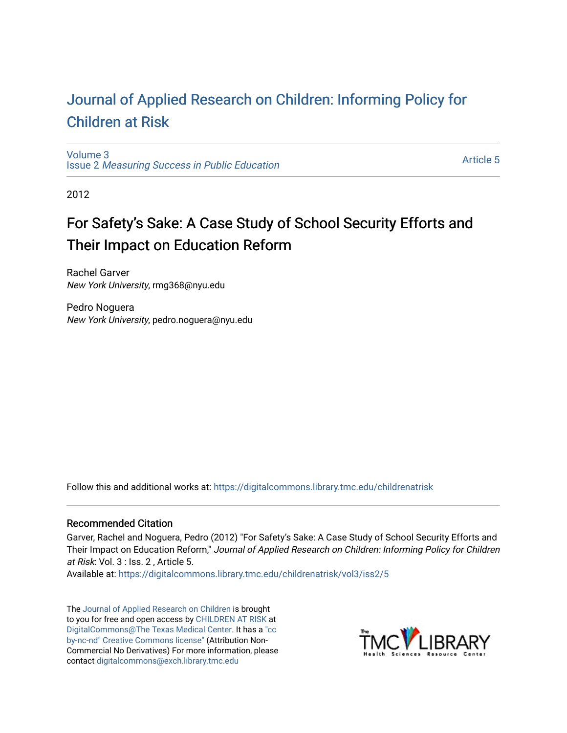# Journal of Applied Research on Children: Informing Policy for Children at Risk

Volume 3
Issue 2 *Measuring Success in Public Education*

Article 5

2012

## For Safety's Sake: A Case Study of School Security Efforts and Their Impact on Education Reform

Rachel Garver
*New York University*, rmg368@nyu.edu

Pedro Noguera
*New York University*, pedro.noguera@nyu.edu

Follow this and additional works at: https://digitalcommons.library.tmc.edu/childrenatrisk

### Recommended Citation

Garver, Rachel and Noguera, Pedro (2012) "For Safety's Sake: A Case Study of School Security Efforts and Their Impact on Education Reform," *Journal of Applied Research on Children: Informing Policy for Children at Risk*: Vol. 3 : Iss. 2 , Article 5.
Available at: https://digitalcommons.library.tmc.edu/childrenatrisk/vol3/iss2/5

The Journal of Applied Research on Children is brought to you for free and open access by CHILDREN AT RISK at DigitalCommons@The Texas Medical Center. It has a "cc by-nc-nd" Creative Commons license" (Attribution Non-Commercial No Derivatives) For more information, please contact digitalcommons@exch.library.tmc.edu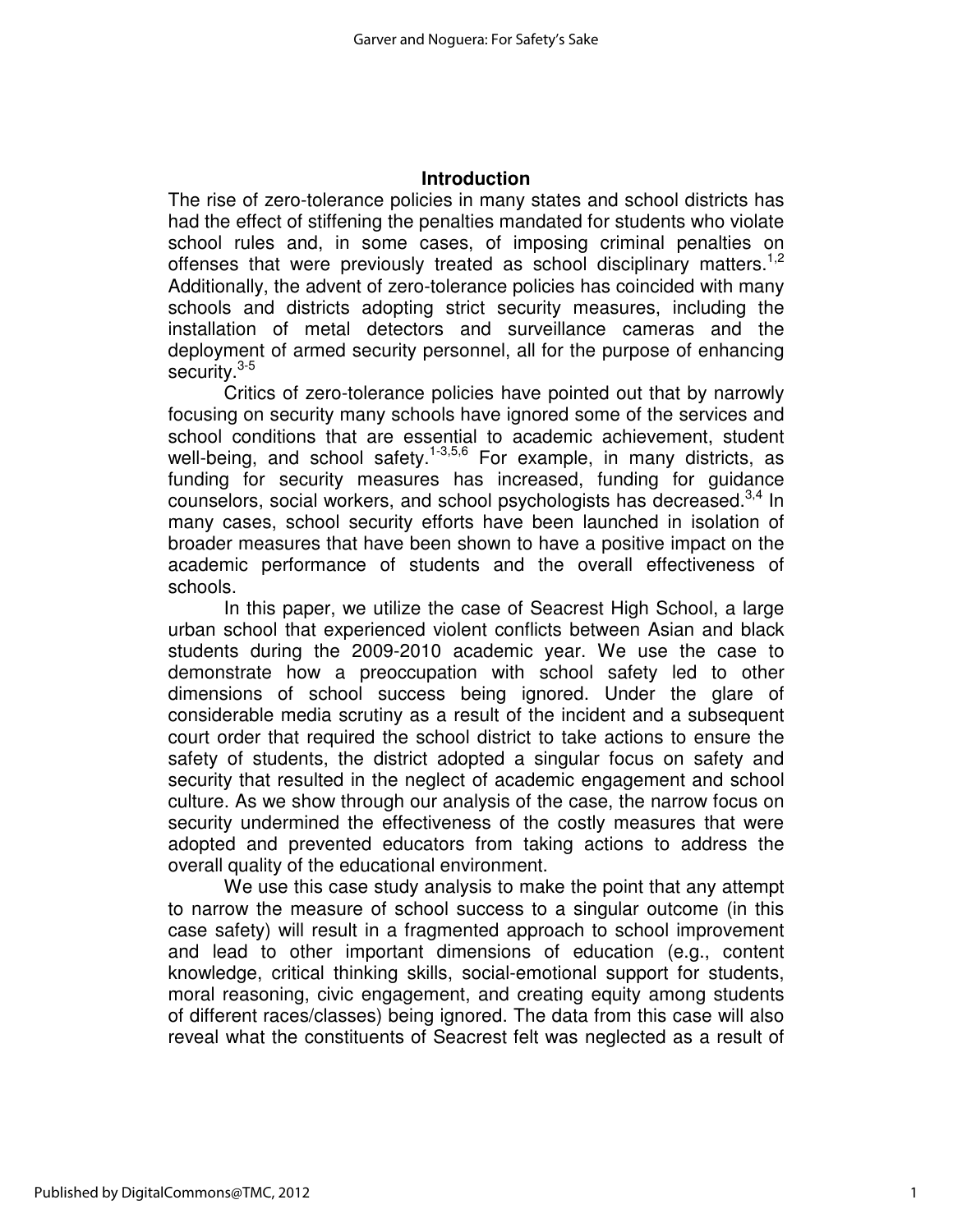## Introduction

The rise of zero-tolerance policies in many states and school districts has had the effect of stiffening the penalties mandated for students who violate school rules and, in some cases, of imposing criminal penalties on offenses that were previously treated as school disciplinary matters.[1,2] Additionally, the advent of zero-tolerance policies has coincided with many schools and districts adopting strict security measures, including the installation of metal detectors and surveillance cameras and the deployment of armed security personnel, all for the purpose of enhancing security.[3-5]

Critics of zero-tolerance policies have pointed out that by narrowly focusing on security many schools have ignored some of the services and school conditions that are essential to academic achievement, student well-being, and school safety.[1-3,5,6] For example, in many districts, as funding for security measures has increased, funding for guidance counselors, social workers, and school psychologists has decreased.[3,4] In many cases, school security efforts have been launched in isolation of broader measures that have been shown to have a positive impact on the academic performance of students and the overall effectiveness of schools.

In this paper, we utilize the case of Seacrest High School, a large urban school that experienced violent conflicts between Asian and black students during the 2009-2010 academic year. We use the case to demonstrate how a preoccupation with school safety led to other dimensions of school success being ignored. Under the glare of considerable media scrutiny as a result of the incident and a subsequent court order that required the school district to take actions to ensure the safety of students, the district adopted a singular focus on safety and security that resulted in the neglect of academic engagement and school culture. As we show through our analysis of the case, the narrow focus on security undermined the effectiveness of the costly measures that were adopted and prevented educators from taking actions to address the overall quality of the educational environment.

We use this case study analysis to make the point that any attempt to narrow the measure of school success to a singular outcome (in this case safety) will result in a fragmented approach to school improvement and lead to other important dimensions of education (e.g., content knowledge, critical thinking skills, social-emotional support for students, moral reasoning, civic engagement, and creating equity among students of different races/classes) being ignored. The data from this case will also reveal what the constituents of Seacrest felt was neglected as a result of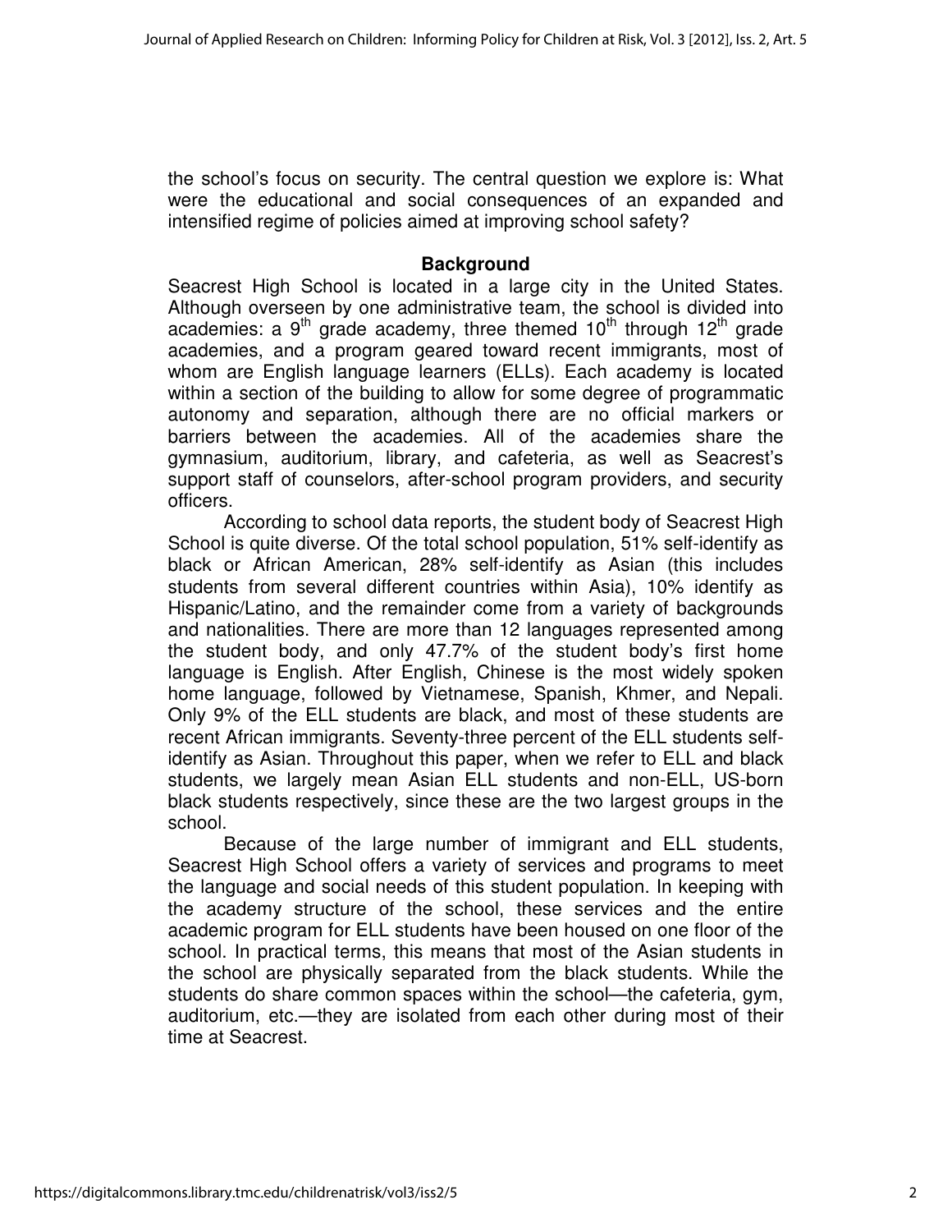the school's focus on security. The central question we explore is: What were the educational and social consequences of an expanded and intensified regime of policies aimed at improving school safety?

## Background

Seacrest High School is located in a large city in the United States. Although overseen by one administrative team, the school is divided into academies: a 9th grade academy, three themed 10th through 12th grade academies, and a program geared toward recent immigrants, most of whom are English language learners (ELLs). Each academy is located within a section of the building to allow for some degree of programmatic autonomy and separation, although there are no official markers or barriers between the academies. All of the academies share the gymnasium, auditorium, library, and cafeteria, as well as Seacrest's support staff of counselors, after-school program providers, and security officers.

According to school data reports, the student body of Seacrest High School is quite diverse. Of the total school population, 51% self-identify as black or African American, 28% self-identify as Asian (this includes students from several different countries within Asia), 10% identify as Hispanic/Latino, and the remainder come from a variety of backgrounds and nationalities. There are more than 12 languages represented among the student body, and only 47.7% of the student body's first home language is English. After English, Chinese is the most widely spoken home language, followed by Vietnamese, Spanish, Khmer, and Nepali. Only 9% of the ELL students are black, and most of these students are recent African immigrants. Seventy-three percent of the ELL students self-identify as Asian. Throughout this paper, when we refer to ELL and black students, we largely mean Asian ELL students and non-ELL, US-born black students respectively, since these are the two largest groups in the school.

Because of the large number of immigrant and ELL students, Seacrest High School offers a variety of services and programs to meet the language and social needs of this student population. In keeping with the academy structure of the school, these services and the entire academic program for ELL students have been housed on one floor of the school. In practical terms, this means that most of the Asian students in the school are physically separated from the black students. While the students do share common spaces within the school—the cafeteria, gym, auditorium, etc.—they are isolated from each other during most of their time at Seacrest.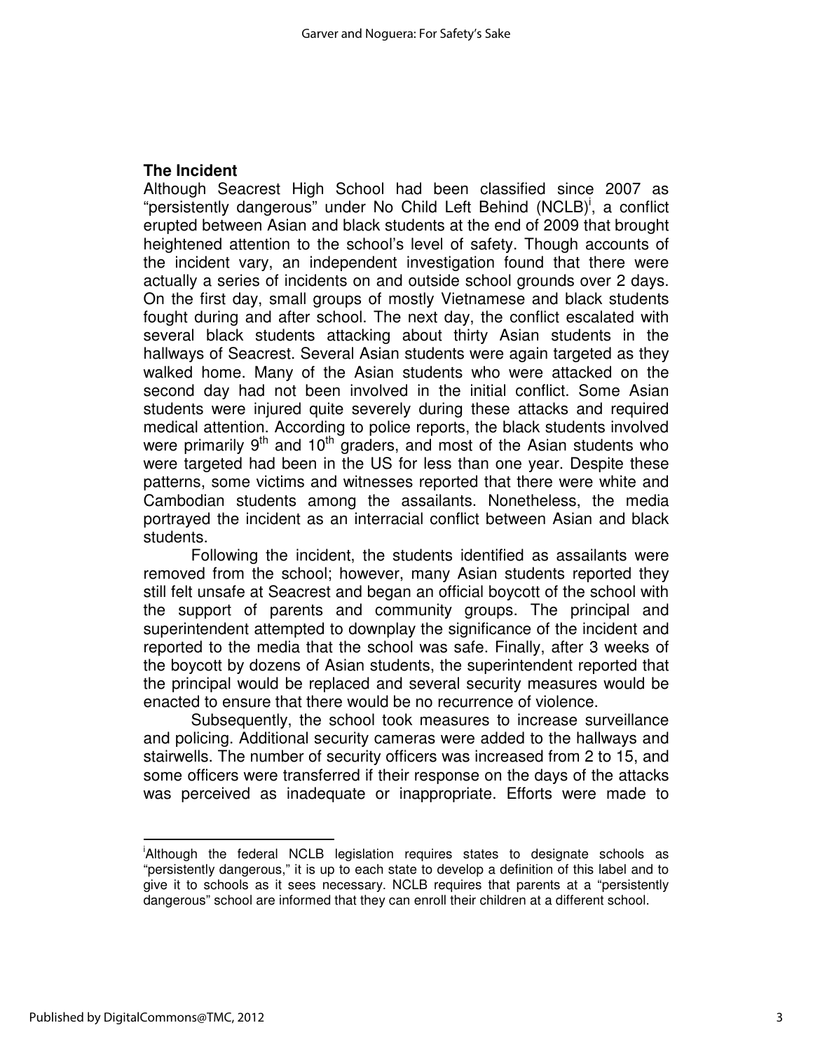### The Incident

Although Seacrest High School had been classified since 2007 as "persistently dangerous" under No Child Left Behind (NCLB)[i], a conflict erupted between Asian and black students at the end of 2009 that brought heightened attention to the school's level of safety. Though accounts of the incident vary, an independent investigation found that there were actually a series of incidents on and outside school grounds over 2 days. On the first day, small groups of mostly Vietnamese and black students fought during and after school. The next day, the conflict escalated with several black students attacking about thirty Asian students in the hallways of Seacrest. Several Asian students were again targeted as they walked home. Many of the Asian students who were attacked on the second day had not been involved in the initial conflict. Some Asian students were injured quite severely during these attacks and required medical attention. According to police reports, the black students involved were primarily 9th and 10th graders, and most of the Asian students who were targeted had been in the US for less than one year. Despite these patterns, some victims and witnesses reported that there were white and Cambodian students among the assailants. Nonetheless, the media portrayed the incident as an interracial conflict between Asian and black students.

Following the incident, the students identified as assailants were removed from the school; however, many Asian students reported they still felt unsafe at Seacrest and began an official boycott of the school with the support of parents and community groups. The principal and superintendent attempted to downplay the significance of the incident and reported to the media that the school was safe. Finally, after 3 weeks of the boycott by dozens of Asian students, the superintendent reported that the principal would be replaced and several security measures would be enacted to ensure that there would be no recurrence of violence.

Subsequently, the school took measures to increase surveillance and policing. Additional security cameras were added to the hallways and stairwells. The number of security officers was increased from 2 to 15, and some officers were transferred if their response on the days of the attacks was perceived as inadequate or inappropriate. Efforts were made to

---

[i] Although the federal NCLB legislation requires states to designate schools as "persistently dangerous," it is up to each state to develop a definition of this label and to give it to schools as it sees necessary. NCLB requires that parents at a "persistently dangerous" school are informed that they can enroll their children at a different school.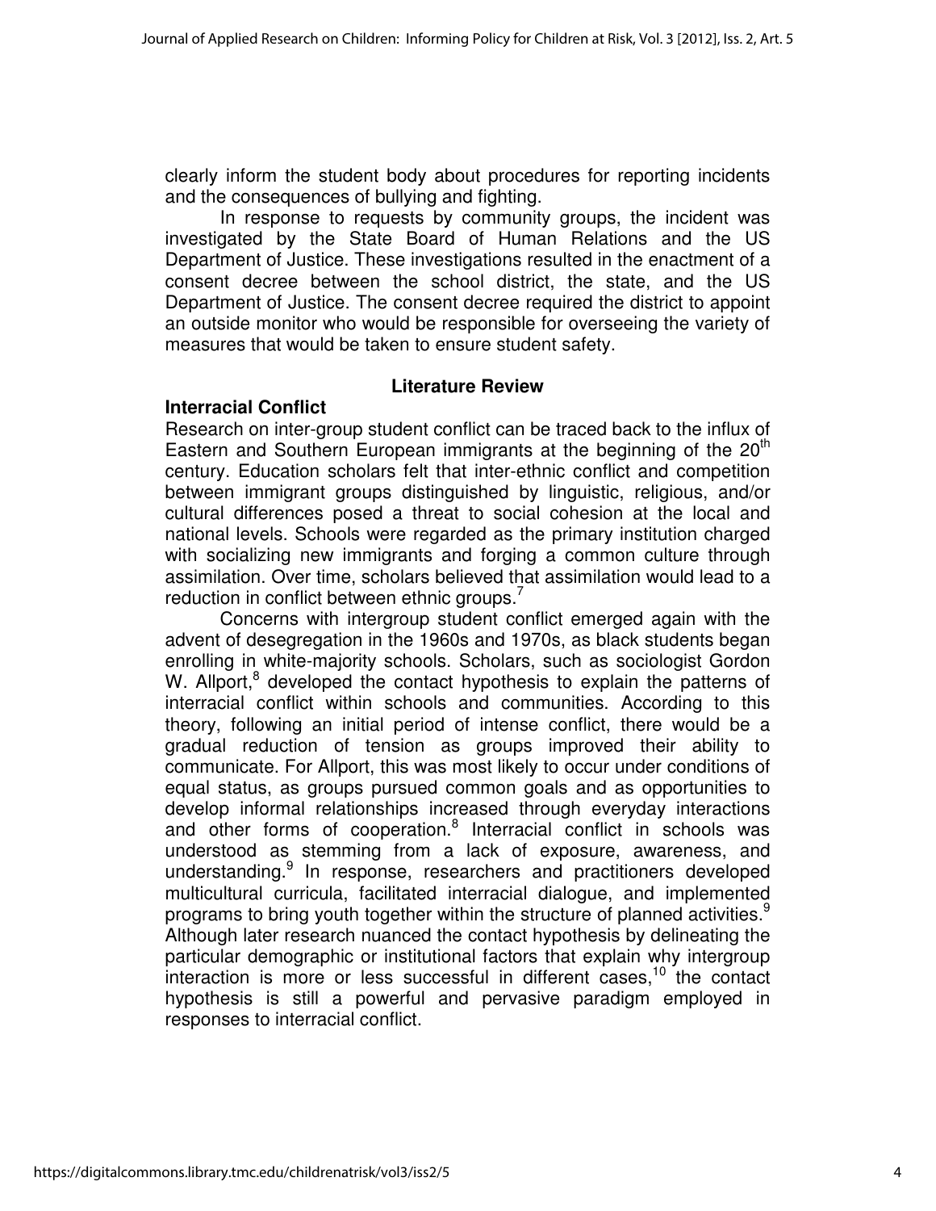clearly inform the student body about procedures for reporting incidents and the consequences of bullying and fighting.

In response to requests by community groups, the incident was investigated by the State Board of Human Relations and the US Department of Justice. These investigations resulted in the enactment of a consent decree between the school district, the state, and the US Department of Justice. The consent decree required the district to appoint an outside monitor who would be responsible for overseeing the variety of measures that would be taken to ensure student safety.

## Literature Review

### Interracial Conflict

Research on inter-group student conflict can be traced back to the influx of Eastern and Southern European immigrants at the beginning of the 20th century. Education scholars felt that inter-ethnic conflict and competition between immigrant groups distinguished by linguistic, religious, and/or cultural differences posed a threat to social cohesion at the local and national levels. Schools were regarded as the primary institution charged with socializing new immigrants and forging a common culture through assimilation. Over time, scholars believed that assimilation would lead to a reduction in conflict between ethnic groups.[7]

Concerns with intergroup student conflict emerged again with the advent of desegregation in the 1960s and 1970s, as black students began enrolling in white-majority schools. Scholars, such as sociologist Gordon W. Allport,[8] developed the contact hypothesis to explain the patterns of interracial conflict within schools and communities. According to this theory, following an initial period of intense conflict, there would be a gradual reduction of tension as groups improved their ability to communicate. For Allport, this was most likely to occur under conditions of equal status, as groups pursued common goals and as opportunities to develop informal relationships increased through everyday interactions and other forms of cooperation.[8] Interracial conflict in schools was understood as stemming from a lack of exposure, awareness, and understanding.[9] In response, researchers and practitioners developed multicultural curricula, facilitated interracial dialogue, and implemented programs to bring youth together within the structure of planned activities.[9] Although later research nuanced the contact hypothesis by delineating the particular demographic or institutional factors that explain why intergroup interaction is more or less successful in different cases,[10] the contact hypothesis is still a powerful and pervasive paradigm employed in responses to interracial conflict.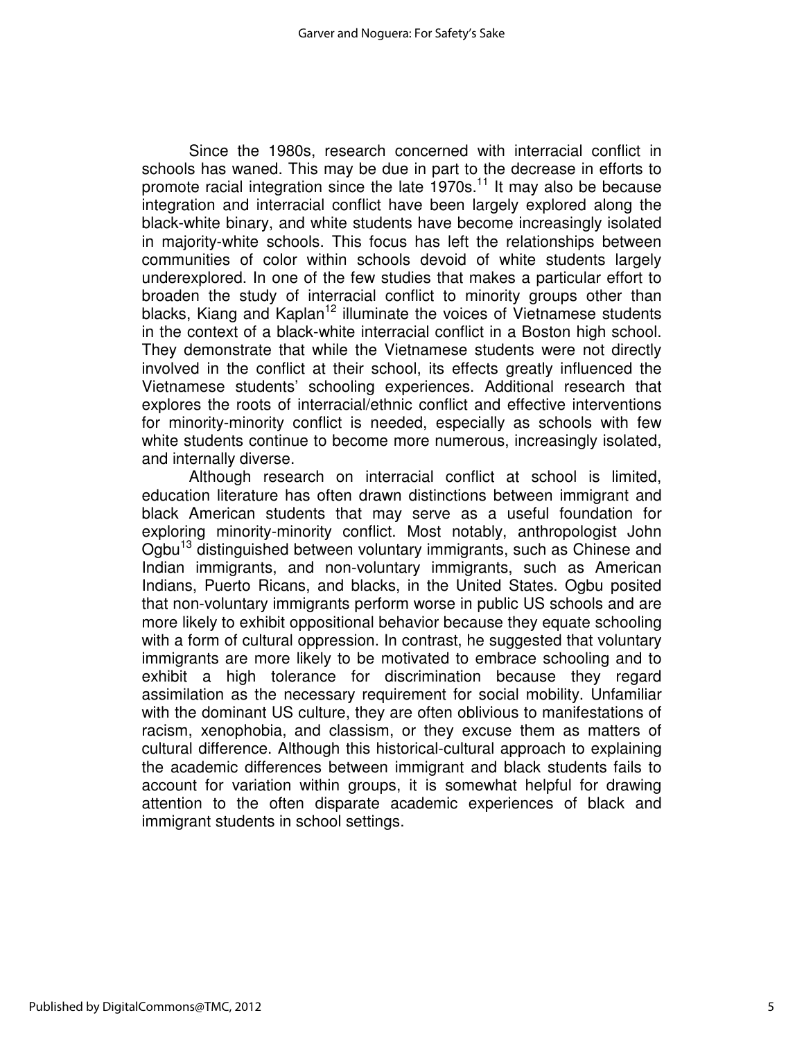Since the 1980s, research concerned with interracial conflict in schools has waned. This may be due in part to the decrease in efforts to promote racial integration since the late 1970s.[11] It may also be because integration and interracial conflict have been largely explored along the black-white binary, and white students have become increasingly isolated in majority-white schools. This focus has left the relationships between communities of color within schools devoid of white students largely underexplored. In one of the few studies that makes a particular effort to broaden the study of interracial conflict to minority groups other than blacks, Kiang and Kaplan[12] illuminate the voices of Vietnamese students in the context of a black-white interracial conflict in a Boston high school. They demonstrate that while the Vietnamese students were not directly involved in the conflict at their school, its effects greatly influenced the Vietnamese students' schooling experiences. Additional research that explores the roots of interracial/ethnic conflict and effective interventions for minority-minority conflict is needed, especially as schools with few white students continue to become more numerous, increasingly isolated, and internally diverse.

Although research on interracial conflict at school is limited, education literature has often drawn distinctions between immigrant and black American students that may serve as a useful foundation for exploring minority-minority conflict. Most notably, anthropologist John Ogbu[13] distinguished between voluntary immigrants, such as Chinese and Indian immigrants, and non-voluntary immigrants, such as American Indians, Puerto Ricans, and blacks, in the United States. Ogbu posited that non-voluntary immigrants perform worse in public US schools and are more likely to exhibit oppositional behavior because they equate schooling with a form of cultural oppression. In contrast, he suggested that voluntary immigrants are more likely to be motivated to embrace schooling and to exhibit a high tolerance for discrimination because they regard assimilation as the necessary requirement for social mobility. Unfamiliar with the dominant US culture, they are often oblivious to manifestations of racism, xenophobia, and classism, or they excuse them as matters of cultural difference. Although this historical-cultural approach to explaining the academic differences between immigrant and black students fails to account for variation within groups, it is somewhat helpful for drawing attention to the often disparate academic experiences of black and immigrant students in school settings.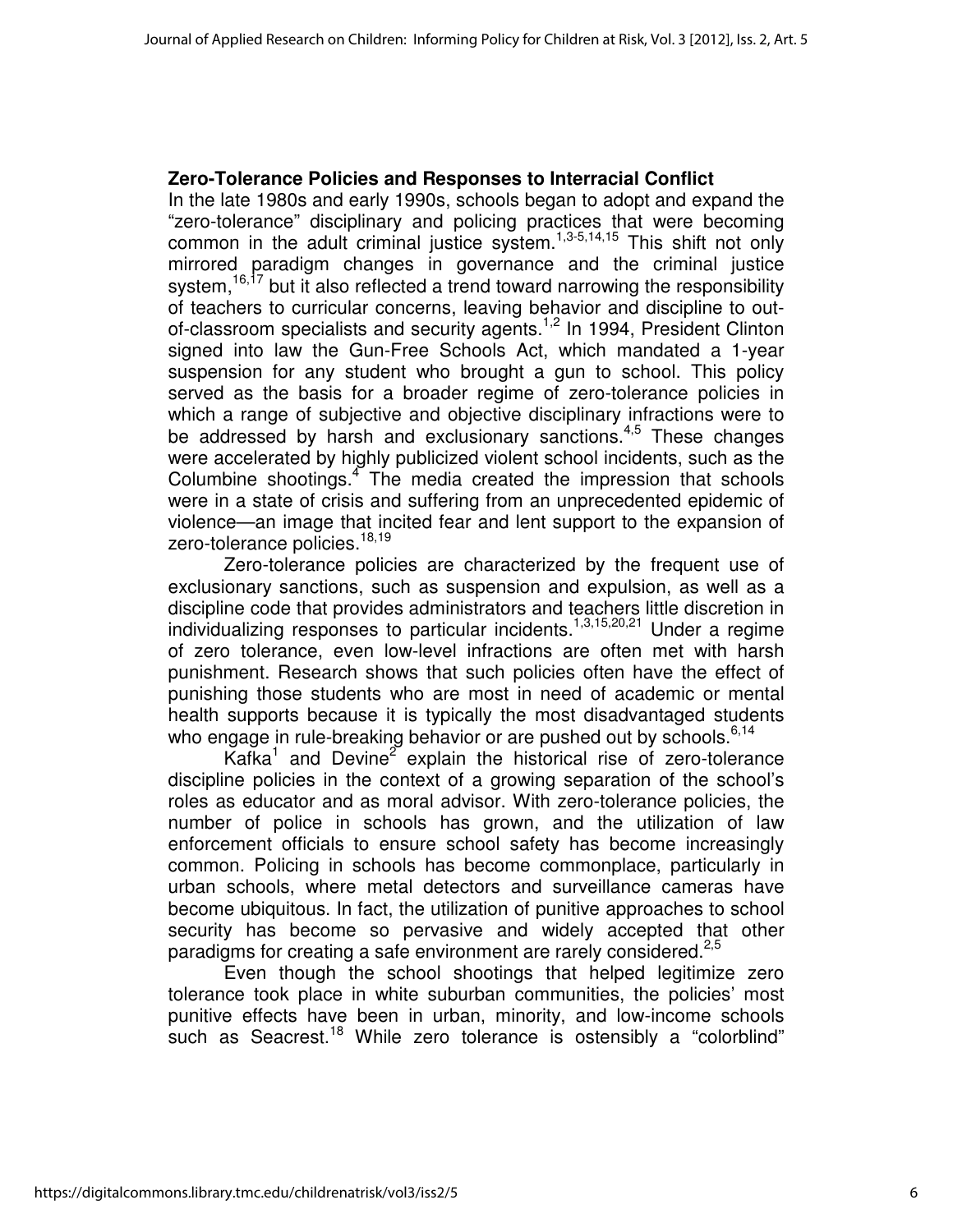**Zero-Tolerance Policies and Responses to Interracial Conflict**

In the late 1980s and early 1990s, schools began to adopt and expand the "zero-tolerance" disciplinary and policing practices that were becoming common in the adult criminal justice system.[1,3-5,14,15] This shift not only mirrored paradigm changes in governance and the criminal justice system,[16,17] but it also reflected a trend toward narrowing the responsibility of teachers to curricular concerns, leaving behavior and discipline to out-of-classroom specialists and security agents.[1,2] In 1994, President Clinton signed into law the Gun-Free Schools Act, which mandated a 1-year suspension for any student who brought a gun to school. This policy served as the basis for a broader regime of zero-tolerance policies in which a range of subjective and objective disciplinary infractions were to be addressed by harsh and exclusionary sanctions.[4,5] These changes were accelerated by highly publicized violent school incidents, such as the Columbine shootings.[4] The media created the impression that schools were in a state of crisis and suffering from an unprecedented epidemic of violence—an image that incited fear and lent support to the expansion of zero-tolerance policies.[18,19]

Zero-tolerance policies are characterized by the frequent use of exclusionary sanctions, such as suspension and expulsion, as well as a discipline code that provides administrators and teachers little discretion in individualizing responses to particular incidents.[1,3,15,20,21] Under a regime of zero tolerance, even low-level infractions are often met with harsh punishment. Research shows that such policies often have the effect of punishing those students who are most in need of academic or mental health supports because it is typically the most disadvantaged students who engage in rule-breaking behavior or are pushed out by schools.[6,14]

Kafka[1] and Devine[2] explain the historical rise of zero-tolerance discipline policies in the context of a growing separation of the school's roles as educator and as moral advisor. With zero-tolerance policies, the number of police in schools has grown, and the utilization of law enforcement officials to ensure school safety has become increasingly common. Policing in schools has become commonplace, particularly in urban schools, where metal detectors and surveillance cameras have become ubiquitous. In fact, the utilization of punitive approaches to school security has become so pervasive and widely accepted that other paradigms for creating a safe environment are rarely considered.[2,5]

Even though the school shootings that helped legitimize zero tolerance took place in white suburban communities, the policies' most punitive effects have been in urban, minority, and low-income schools such as Seacrest.[18] While zero tolerance is ostensibly a "colorblind"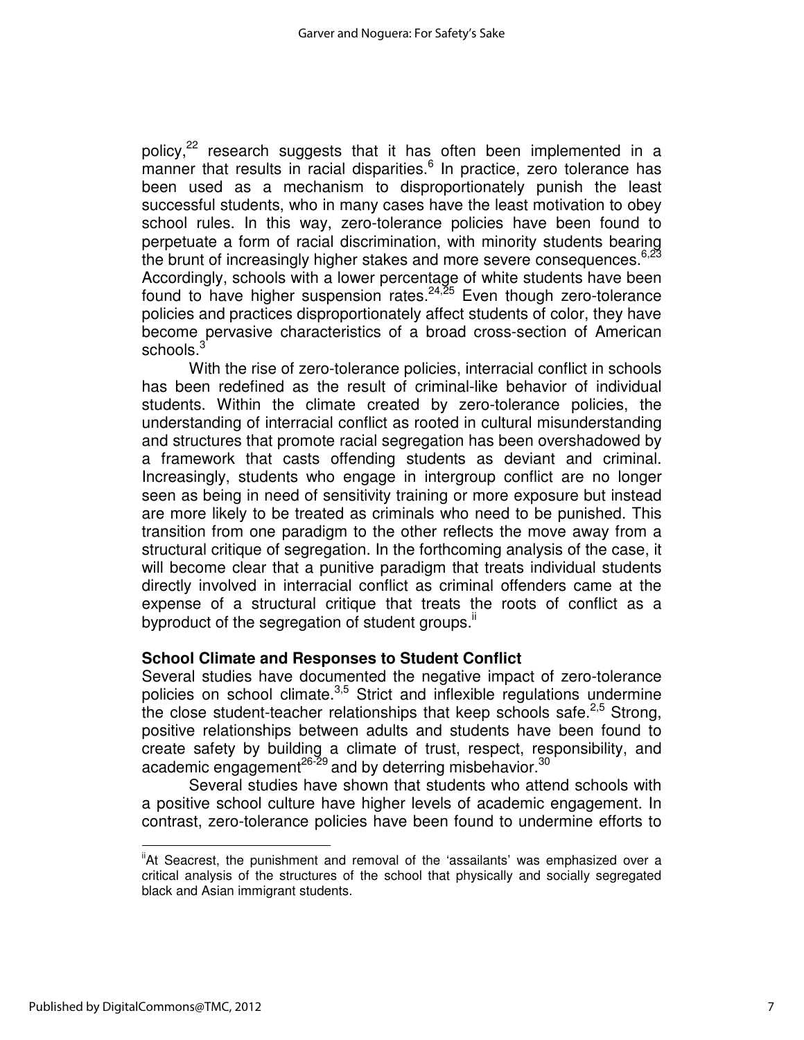policy,[22] research suggests that it has often been implemented in a manner that results in racial disparities.[6] In practice, zero tolerance has been used as a mechanism to disproportionately punish the least successful students, who in many cases have the least motivation to obey school rules. In this way, zero-tolerance policies have been found to perpetuate a form of racial discrimination, with minority students bearing the brunt of increasingly higher stakes and more severe consequences.[6,23] Accordingly, schools with a lower percentage of white students have been found to have higher suspension rates.[24,25] Even though zero-tolerance policies and practices disproportionately affect students of color, they have become pervasive characteristics of a broad cross-section of American schools.[3]

With the rise of zero-tolerance policies, interracial conflict in schools has been redefined as the result of criminal-like behavior of individual students. Within the climate created by zero-tolerance policies, the understanding of interracial conflict as rooted in cultural misunderstanding and structures that promote racial segregation has been overshadowed by a framework that casts offending students as deviant and criminal. Increasingly, students who engage in intergroup conflict are no longer seen as being in need of sensitivity training or more exposure but instead are more likely to be treated as criminals who need to be punished. This transition from one paradigm to the other reflects the move away from a structural critique of segregation. In the forthcoming analysis of the case, it will become clear that a punitive paradigm that treats individual students directly involved in interracial conflict as criminal offenders came at the expense of a structural critique that treats the roots of conflict as a byproduct of the segregation of student groups.[ii]

**School Climate and Responses to Student Conflict**

Several studies have documented the negative impact of zero-tolerance policies on school climate.[3,5] Strict and inflexible regulations undermine the close student-teacher relationships that keep schools safe.[2,5] Strong, positive relationships between adults and students have been found to create safety by building a climate of trust, respect, responsibility, and academic engagement[26-29] and by deterring misbehavior.[30]

Several studies have shown that students who attend schools with a positive school culture have higher levels of academic engagement. In contrast, zero-tolerance policies have been found to undermine efforts to

[ii] At Seacrest, the punishment and removal of the 'assailants' was emphasized over a critical analysis of the structures of the school that physically and socially segregated black and Asian immigrant students.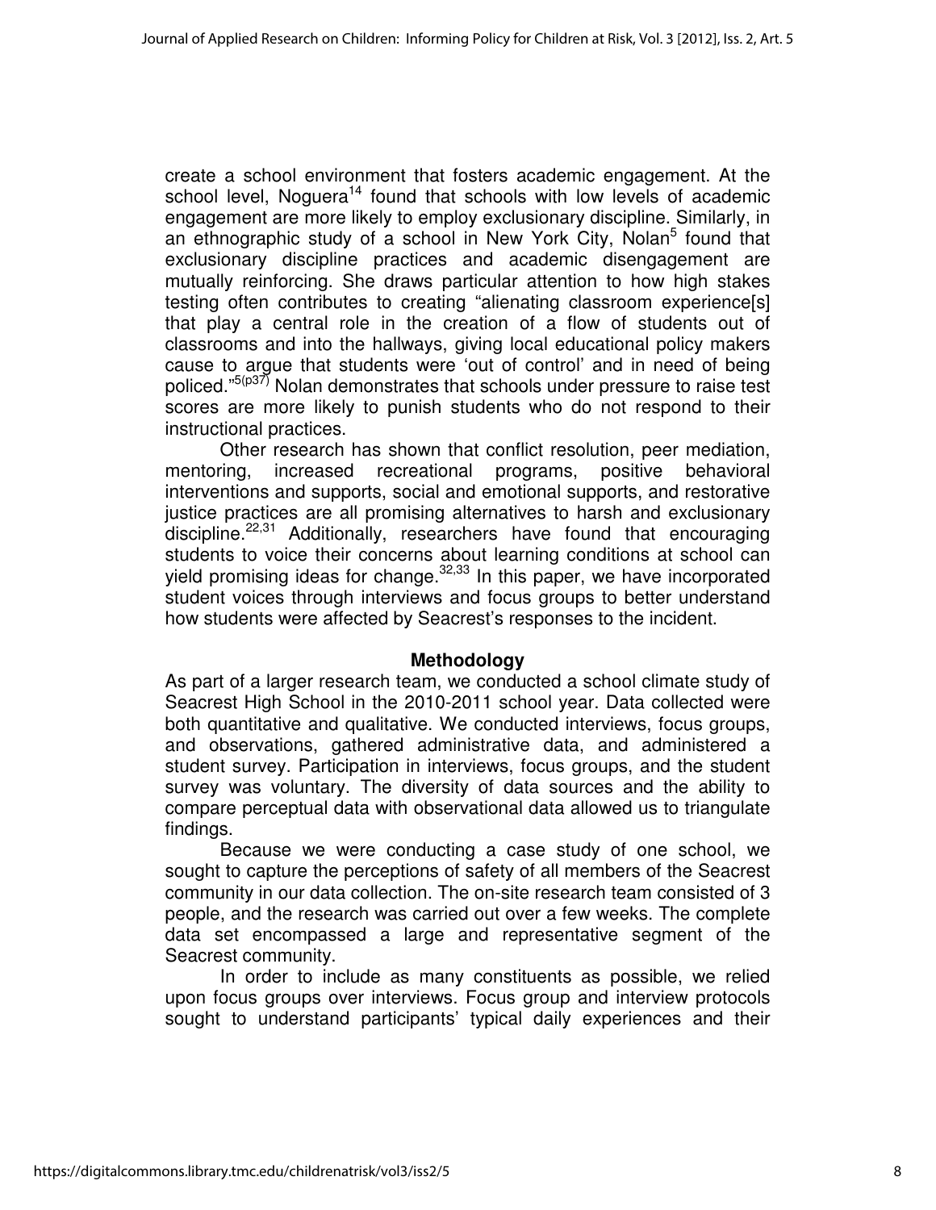create a school environment that fosters academic engagement. At the school level, Noguera[14] found that schools with low levels of academic engagement are more likely to employ exclusionary discipline. Similarly, in an ethnographic study of a school in New York City, Nolan[5] found that exclusionary discipline practices and academic disengagement are mutually reinforcing. She draws particular attention to how high stakes testing often contributes to creating "alienating classroom experience[s] that play a central role in the creation of a flow of students out of classrooms and into the hallways, giving local educational policy makers cause to argue that students were 'out of control' and in need of being policed."[5(p37)] Nolan demonstrates that schools under pressure to raise test scores are more likely to punish students who do not respond to their instructional practices.

Other research has shown that conflict resolution, peer mediation, mentoring, increased recreational programs, positive behavioral interventions and supports, social and emotional supports, and restorative justice practices are all promising alternatives to harsh and exclusionary discipline.[22,31] Additionally, researchers have found that encouraging students to voice their concerns about learning conditions at school can yield promising ideas for change.[32,33] In this paper, we have incorporated student voices through interviews and focus groups to better understand how students were affected by Seacrest's responses to the incident.

## Methodology

As part of a larger research team, we conducted a school climate study of Seacrest High School in the 2010-2011 school year. Data collected were both quantitative and qualitative. We conducted interviews, focus groups, and observations, gathered administrative data, and administered a student survey. Participation in interviews, focus groups, and the student survey was voluntary. The diversity of data sources and the ability to compare perceptual data with observational data allowed us to triangulate findings.

Because we were conducting a case study of one school, we sought to capture the perceptions of safety of all members of the Seacrest community in our data collection. The on-site research team consisted of 3 people, and the research was carried out over a few weeks. The complete data set encompassed a large and representative segment of the Seacrest community.

In order to include as many constituents as possible, we relied upon focus groups over interviews. Focus group and interview protocols sought to understand participants' typical daily experiences and their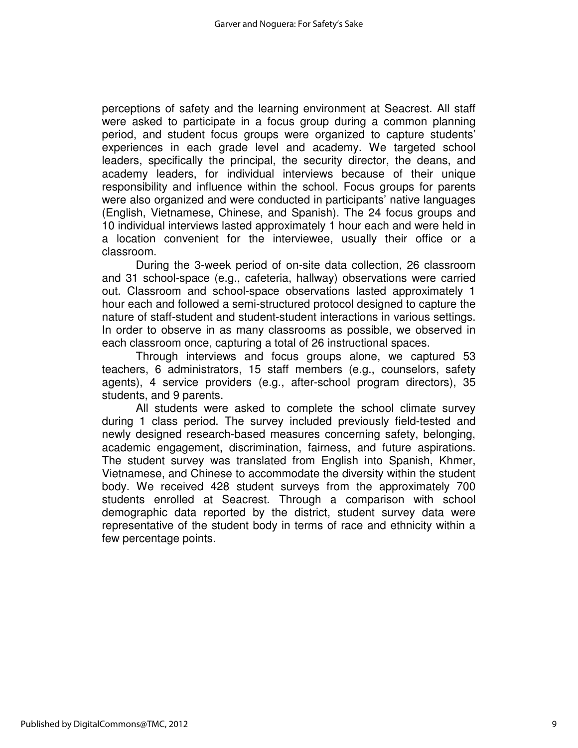perceptions of safety and the learning environment at Seacrest. All staff were asked to participate in a focus group during a common planning period, and student focus groups were organized to capture students' experiences in each grade level and academy. We targeted school leaders, specifically the principal, the security director, the deans, and academy leaders, for individual interviews because of their unique responsibility and influence within the school. Focus groups for parents were also organized and were conducted in participants' native languages (English, Vietnamese, Chinese, and Spanish). The 24 focus groups and 10 individual interviews lasted approximately 1 hour each and were held in a location convenient for the interviewee, usually their office or a classroom.

During the 3-week period of on-site data collection, 26 classroom and 31 school-space (e.g., cafeteria, hallway) observations were carried out. Classroom and school-space observations lasted approximately 1 hour each and followed a semi-structured protocol designed to capture the nature of staff-student and student-student interactions in various settings. In order to observe in as many classrooms as possible, we observed in each classroom once, capturing a total of 26 instructional spaces.

Through interviews and focus groups alone, we captured 53 teachers, 6 administrators, 15 staff members (e.g., counselors, safety agents), 4 service providers (e.g., after-school program directors), 35 students, and 9 parents.

All students were asked to complete the school climate survey during 1 class period. The survey included previously field-tested and newly designed research-based measures concerning safety, belonging, academic engagement, discrimination, fairness, and future aspirations. The student survey was translated from English into Spanish, Khmer, Vietnamese, and Chinese to accommodate the diversity within the student body. We received 428 student surveys from the approximately 700 students enrolled at Seacrest. Through a comparison with school demographic data reported by the district, student survey data were representative of the student body in terms of race and ethnicity within a few percentage points.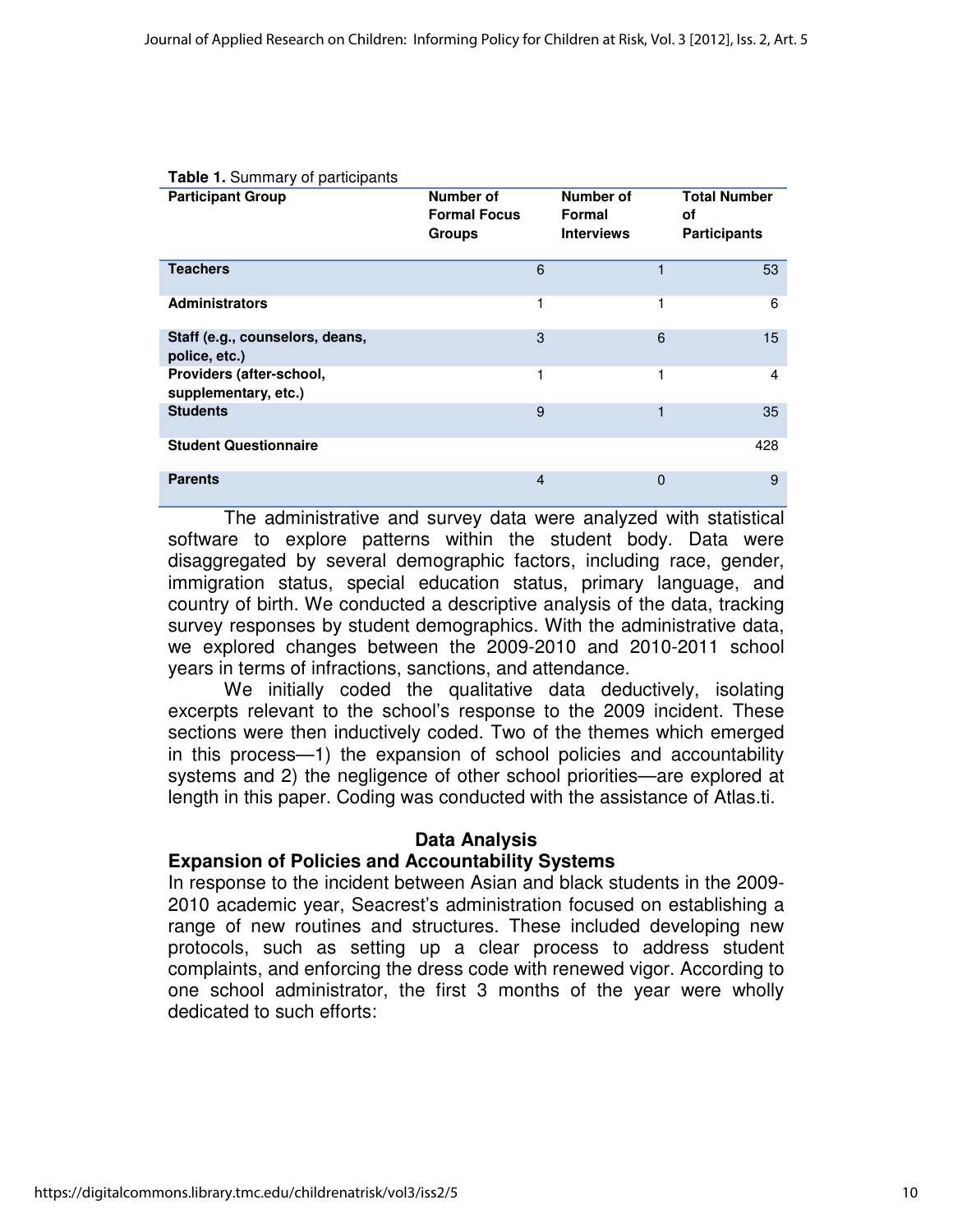**Table 1.** Summary of participants

| Participant Group | Number of Formal Focus Groups | Number of Formal Interviews | Total Number of Participants |
|---|---|---|---|
| **Teachers** | 6 | 1 | 53 |
| **Administrators** | 1 | 1 | 6 |
| **Staff (e.g., counselors, deans, police, etc.)** | 3 | 6 | 15 |
| **Providers (after-school, supplementary, etc.)** | 1 | 1 | 4 |
| **Students** | 9 | 1 | 35 |
| **Student Questionnaire** | | | 428 |
| **Parents** | 4 | 0 | 9 |

The administrative and survey data were analyzed with statistical software to explore patterns within the student body. Data were disaggregated by several demographic factors, including race, gender, immigration status, special education status, primary language, and country of birth. We conducted a descriptive analysis of the data, tracking survey responses by student demographics. With the administrative data, we explored changes between the 2009-2010 and 2010-2011 school years in terms of infractions, sanctions, and attendance.

We initially coded the qualitative data deductively, isolating excerpts relevant to the school's response to the 2009 incident. These sections were then inductively coded. Two of the themes which emerged in this process—1) the expansion of school policies and accountability systems and 2) the negligence of other school priorities—are explored at length in this paper. Coding was conducted with the assistance of Atlas.ti.

## Data Analysis

### Expansion of Policies and Accountability Systems

In response to the incident between Asian and black students in the 2009-2010 academic year, Seacrest's administration focused on establishing a range of new routines and structures. These included developing new protocols, such as setting up a clear process to address student complaints, and enforcing the dress code with renewed vigor. According to one school administrator, the first 3 months of the year were wholly dedicated to such efforts: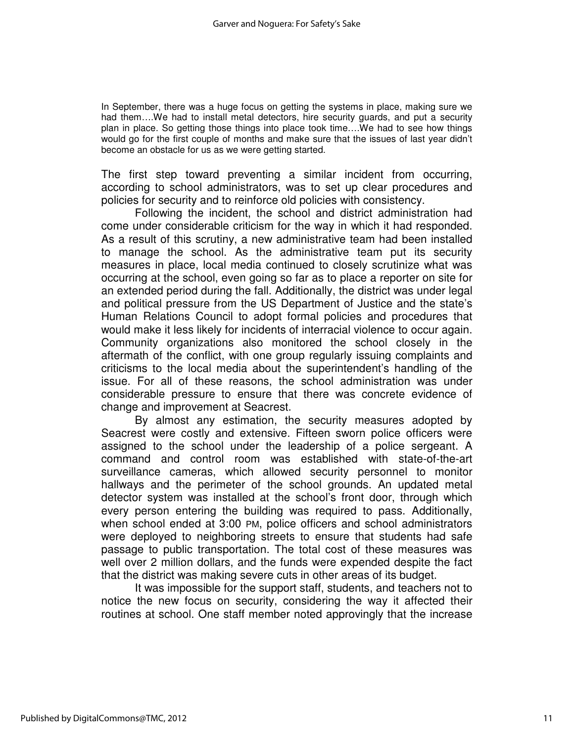> In September, there was a huge focus on getting the systems in place, making sure we had them….We had to install metal detectors, hire security guards, and put a security plan in place. So getting those things into place took time….We had to see how things would go for the first couple of months and make sure that the issues of last year didn't become an obstacle for us as we were getting started.

The first step toward preventing a similar incident from occurring, according to school administrators, was to set up clear procedures and policies for security and to reinforce old policies with consistency.

Following the incident, the school and district administration had come under considerable criticism for the way in which it had responded. As a result of this scrutiny, a new administrative team had been installed to manage the school. As the administrative team put its security measures in place, local media continued to closely scrutinize what was occurring at the school, even going so far as to place a reporter on site for an extended period during the fall. Additionally, the district was under legal and political pressure from the US Department of Justice and the state's Human Relations Council to adopt formal policies and procedures that would make it less likely for incidents of interracial violence to occur again. Community organizations also monitored the school closely in the aftermath of the conflict, with one group regularly issuing complaints and criticisms to the local media about the superintendent's handling of the issue. For all of these reasons, the school administration was under considerable pressure to ensure that there was concrete evidence of change and improvement at Seacrest.

By almost any estimation, the security measures adopted by Seacrest were costly and extensive. Fifteen sworn police officers were assigned to the school under the leadership of a police sergeant. A command and control room was established with state-of-the-art surveillance cameras, which allowed security personnel to monitor hallways and the perimeter of the school grounds. An updated metal detector system was installed at the school's front door, through which every person entering the building was required to pass. Additionally, when school ended at 3:00 PM, police officers and school administrators were deployed to neighboring streets to ensure that students had safe passage to public transportation. The total cost of these measures was well over 2 million dollars, and the funds were expended despite the fact that the district was making severe cuts in other areas of its budget.

It was impossible for the support staff, students, and teachers not to notice the new focus on security, considering the way it affected their routines at school. One staff member noted approvingly that the increase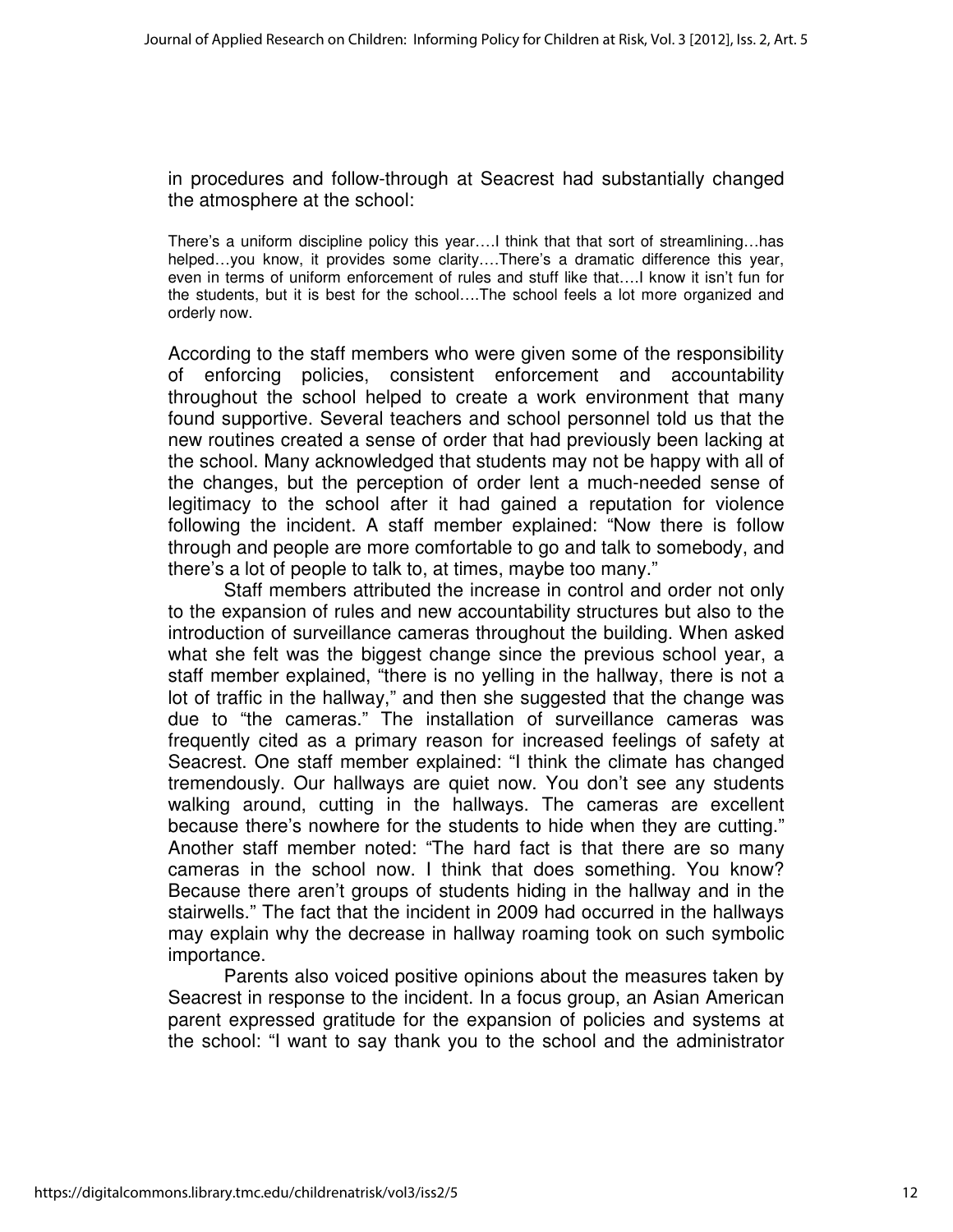in procedures and follow-through at Seacrest had substantially changed the atmosphere at the school:

> There's a uniform discipline policy this year….I think that that sort of streamlining…has helped…you know, it provides some clarity….There's a dramatic difference this year, even in terms of uniform enforcement of rules and stuff like that….I know it isn't fun for the students, but it is best for the school….The school feels a lot more organized and orderly now.

According to the staff members who were given some of the responsibility of enforcing policies, consistent enforcement and accountability throughout the school helped to create a work environment that many found supportive. Several teachers and school personnel told us that the new routines created a sense of order that had previously been lacking at the school. Many acknowledged that students may not be happy with all of the changes, but the perception of order lent a much-needed sense of legitimacy to the school after it had gained a reputation for violence following the incident. A staff member explained: "Now there is follow through and people are more comfortable to go and talk to somebody, and there's a lot of people to talk to, at times, maybe too many."

Staff members attributed the increase in control and order not only to the expansion of rules and new accountability structures but also to the introduction of surveillance cameras throughout the building. When asked what she felt was the biggest change since the previous school year, a staff member explained, "there is no yelling in the hallway, there is not a lot of traffic in the hallway," and then she suggested that the change was due to "the cameras." The installation of surveillance cameras was frequently cited as a primary reason for increased feelings of safety at Seacrest. One staff member explained: "I think the climate has changed tremendously. Our hallways are quiet now. You don't see any students walking around, cutting in the hallways. The cameras are excellent because there's nowhere for the students to hide when they are cutting." Another staff member noted: "The hard fact is that there are so many cameras in the school now. I think that does something. You know? Because there aren't groups of students hiding in the hallway and in the stairwells." The fact that the incident in 2009 had occurred in the hallways may explain why the decrease in hallway roaming took on such symbolic importance.

Parents also voiced positive opinions about the measures taken by Seacrest in response to the incident. In a focus group, an Asian American parent expressed gratitude for the expansion of policies and systems at the school: "I want to say thank you to the school and the administrator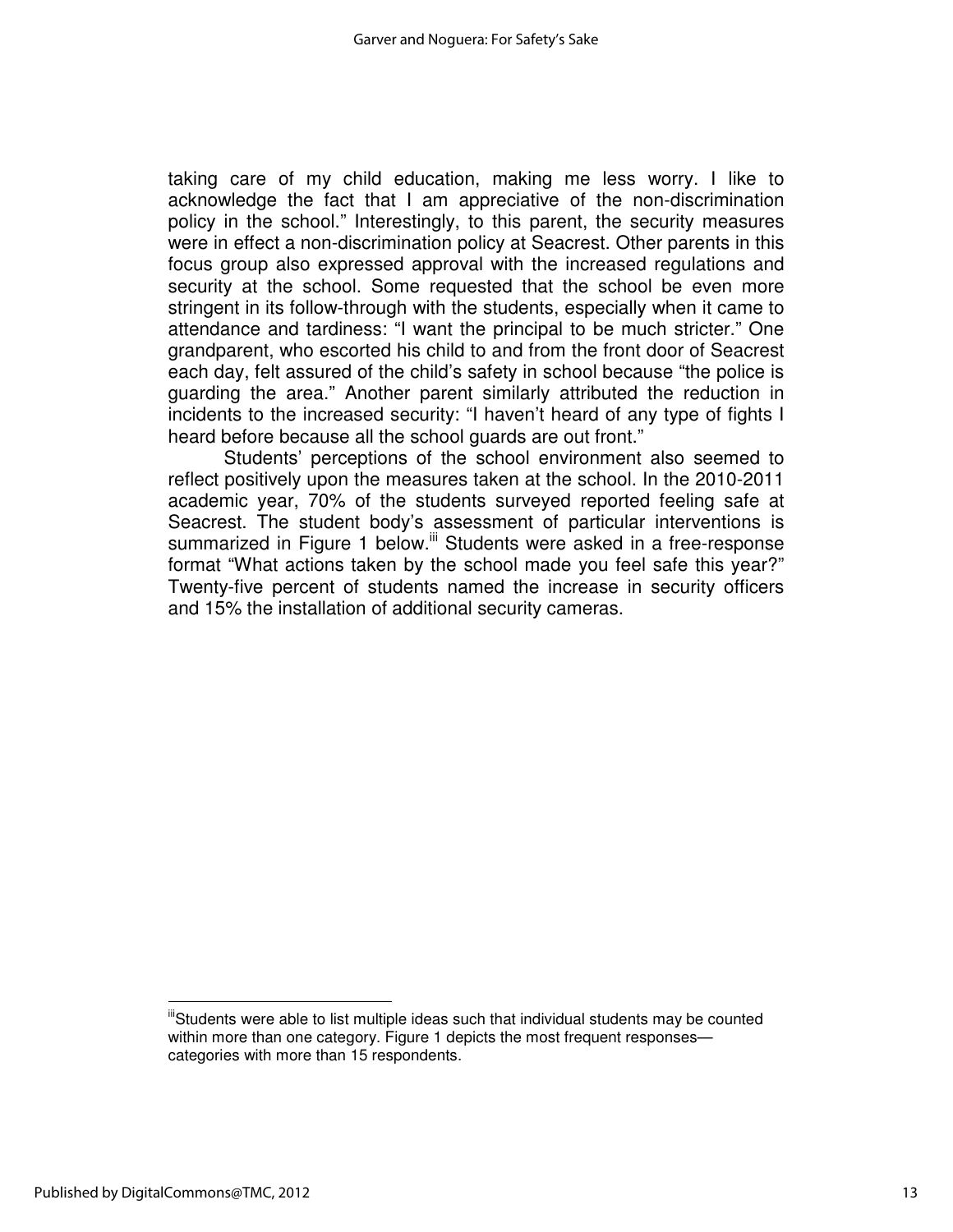taking care of my child education, making me less worry. I like to acknowledge the fact that I am appreciative of the non-discrimination policy in the school." Interestingly, to this parent, the security measures were in effect a non-discrimination policy at Seacrest. Other parents in this focus group also expressed approval with the increased regulations and security at the school. Some requested that the school be even more stringent in its follow-through with the students, especially when it came to attendance and tardiness: "I want the principal to be much stricter." One grandparent, who escorted his child to and from the front door of Seacrest each day, felt assured of the child's safety in school because "the police is guarding the area." Another parent similarly attributed the reduction in incidents to the increased security: "I haven't heard of any type of fights I heard before because all the school guards are out front."

Students' perceptions of the school environment also seemed to reflect positively upon the measures taken at the school. In the 2010-2011 academic year, 70% of the students surveyed reported feeling safe at Seacrest. The student body's assessment of particular interventions is summarized in Figure 1 below.[iii] Students were asked in a free-response format "What actions taken by the school made you feel safe this year?" Twenty-five percent of students named the increase in security officers and 15% the installation of additional security cameras.

---

[iii]Students were able to list multiple ideas such that individual students may be counted within more than one category. Figure 1 depicts the most frequent responses—categories with more than 15 respondents.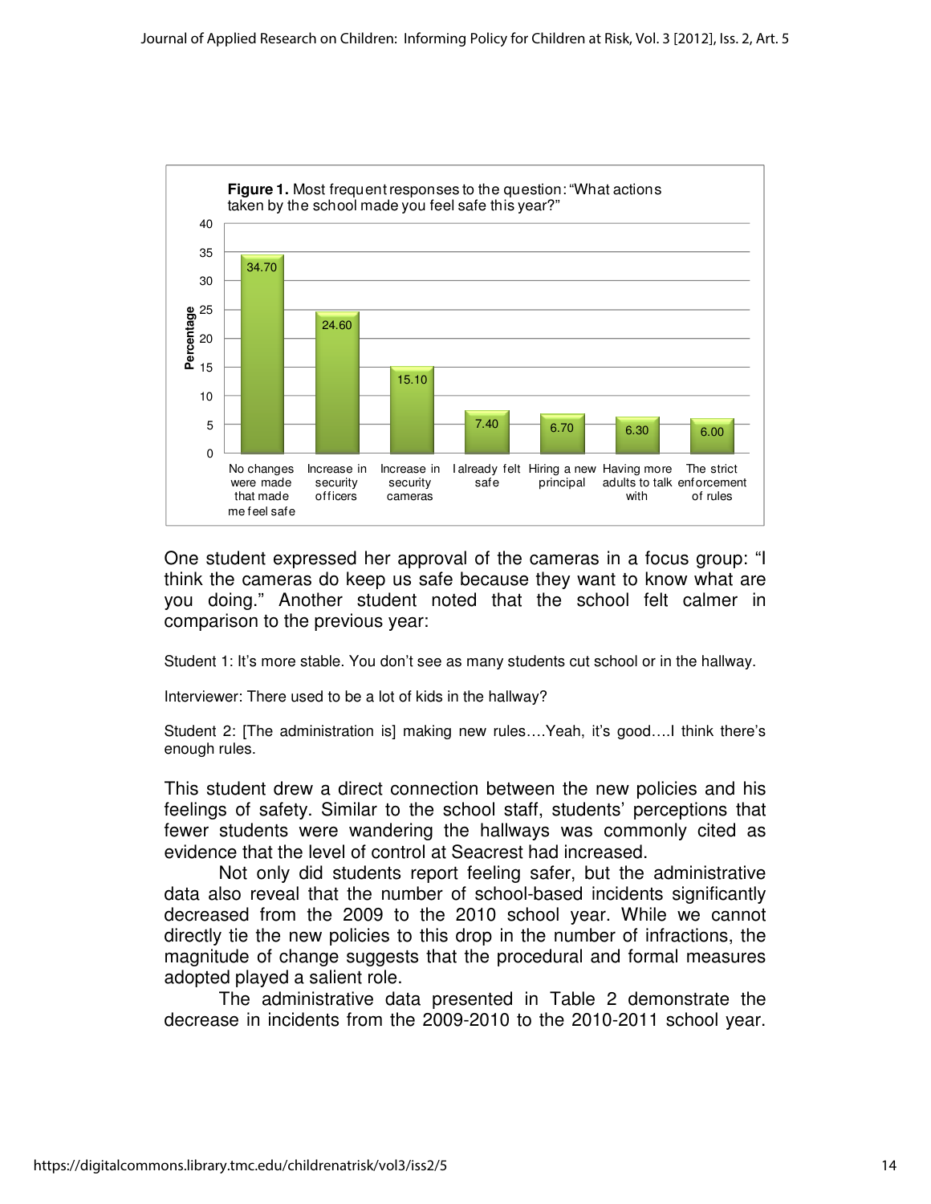**Figure 1.** Most frequent responses to the question: "What actions taken by the school made you feel safe this year?"

| Response | Percentage |
|---|---|
| No changes were made that made me feel safe | 34.70 |
| Increase in security officers | 24.60 |
| Increase in security cameras | 15.10 |
| I already felt safe | 7.40 |
| Hiring a new principal | 6.70 |
| Having more adults to talk with | 6.30 |
| The strict enforcement of rules | 6.00 |

One student expressed her approval of the cameras in a focus group: "I think the cameras do keep us safe because they want to know what are you doing." Another student noted that the school felt calmer in comparison to the previous year:

Student 1: It's more stable. You don't see as many students cut school or in the hallway.

Interviewer: There used to be a lot of kids in the hallway?

Student 2: [The administration is] making new rules….Yeah, it's good….I think there's enough rules.

This student drew a direct connection between the new policies and his feelings of safety. Similar to the school staff, students' perceptions that fewer students were wandering the hallways was commonly cited as evidence that the level of control at Seacrest had increased.

Not only did students report feeling safer, but the administrative data also reveal that the number of school-based incidents significantly decreased from the 2009 to the 2010 school year. While we cannot directly tie the new policies to this drop in the number of infractions, the magnitude of change suggests that the procedural and formal measures adopted played a salient role.

The administrative data presented in Table 2 demonstrate the decrease in incidents from the 2009-2010 to the 2010-2011 school year.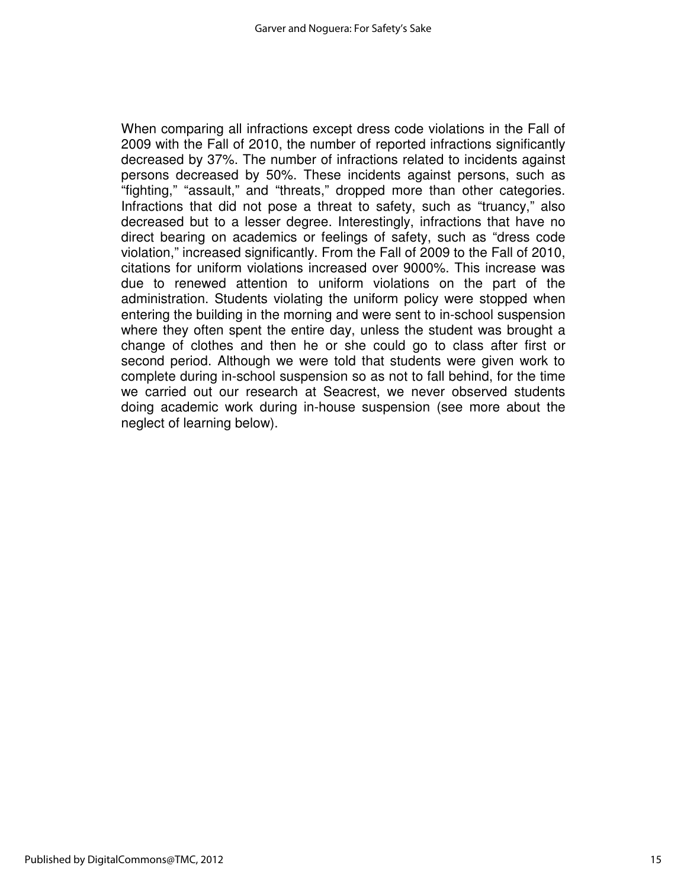When comparing all infractions except dress code violations in the Fall of 2009 with the Fall of 2010, the number of reported infractions significantly decreased by 37%. The number of infractions related to incidents against persons decreased by 50%. These incidents against persons, such as "fighting," "assault," and "threats," dropped more than other categories. Infractions that did not pose a threat to safety, such as "truancy," also decreased but to a lesser degree. Interestingly, infractions that have no direct bearing on academics or feelings of safety, such as "dress code violation," increased significantly. From the Fall of 2009 to the Fall of 2010, citations for uniform violations increased over 9000%. This increase was due to renewed attention to uniform violations on the part of the administration. Students violating the uniform policy were stopped when entering the building in the morning and were sent to in-school suspension where they often spent the entire day, unless the student was brought a change of clothes and then he or she could go to class after first or second period. Although we were told that students were given work to complete during in-school suspension so as not to fall behind, for the time we carried out our research at Seacrest, we never observed students doing academic work during in-house suspension (see more about the neglect of learning below).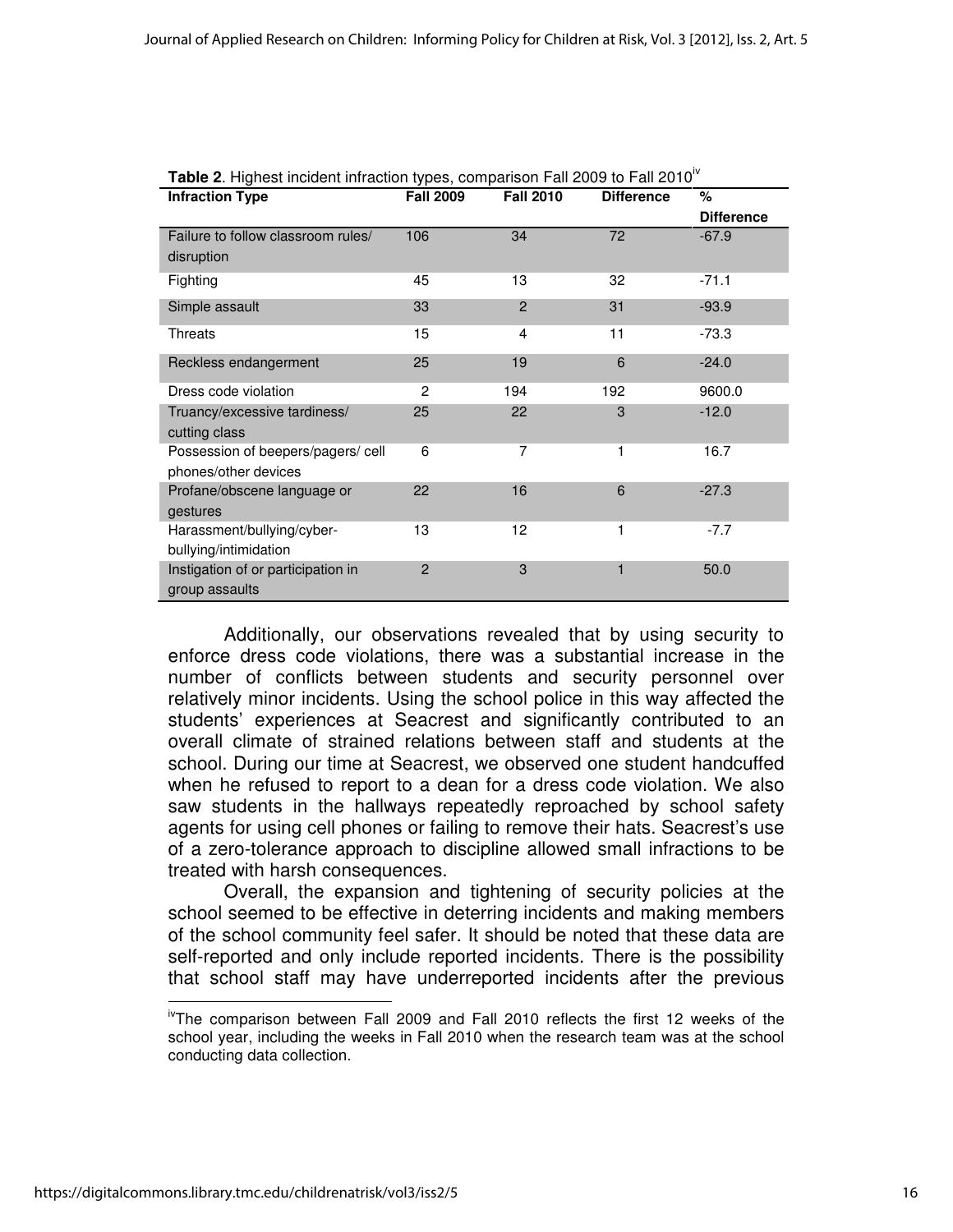**Table 2**. Highest incident infraction types, comparison Fall 2009 to Fall 2010[iv]

| Infraction Type | Fall 2009 | Fall 2010 | Difference | % Difference |
|---|---|---|---|---|
| Failure to follow classroom rules/ disruption | 106 | 34 | 72 | -67.9 |
| Fighting | 45 | 13 | 32 | -71.1 |
| Simple assault | 33 | 2 | 31 | -93.9 |
| Threats | 15 | 4 | 11 | -73.3 |
| Reckless endangerment | 25 | 19 | 6 | -24.0 |
| Dress code violation | 2 | 194 | 192 | 9600.0 |
| Truancy/excessive tardiness/ cutting class | 25 | 22 | 3 | -12.0 |
| Possession of beepers/pagers/ cell phones/other devices | 6 | 7 | 1 | 16.7 |
| Profane/obscene language or gestures | 22 | 16 | 6 | -27.3 |
| Harassment/bullying/cyber-bullying/intimidation | 13 | 12 | 1 | -7.7 |
| Instigation of or participation in group assaults | 2 | 3 | 1 | 50.0 |

Additionally, our observations revealed that by using security to enforce dress code violations, there was a substantial increase in the number of conflicts between students and security personnel over relatively minor incidents. Using the school police in this way affected the students' experiences at Seacrest and significantly contributed to an overall climate of strained relations between staff and students at the school. During our time at Seacrest, we observed one student handcuffed when he refused to report to a dean for a dress code violation. We also saw students in the hallways repeatedly reproached by school safety agents for using cell phones or failing to remove their hats. Seacrest's use of a zero-tolerance approach to discipline allowed small infractions to be treated with harsh consequences.

Overall, the expansion and tightening of security policies at the school seemed to be effective in deterring incidents and making members of the school community feel safer. It should be noted that these data are self-reported and only include reported incidents. There is the possibility that school staff may have underreported incidents after the previous

[iv]The comparison between Fall 2009 and Fall 2010 reflects the first 12 weeks of the school year, including the weeks in Fall 2010 when the research team was at the school conducting data collection.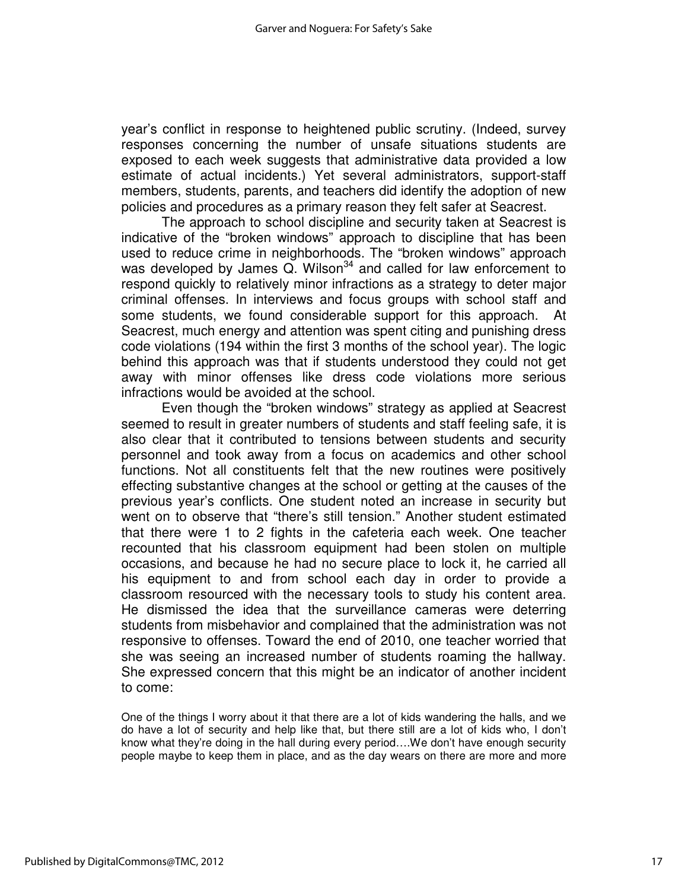year's conflict in response to heightened public scrutiny. (Indeed, survey responses concerning the number of unsafe situations students are exposed to each week suggests that administrative data provided a low estimate of actual incidents.) Yet several administrators, support-staff members, students, parents, and teachers did identify the adoption of new policies and procedures as a primary reason they felt safer at Seacrest.

The approach to school discipline and security taken at Seacrest is indicative of the "broken windows" approach to discipline that has been used to reduce crime in neighborhoods. The "broken windows" approach was developed by James Q. Wilson[34] and called for law enforcement to respond quickly to relatively minor infractions as a strategy to deter major criminal offenses. In interviews and focus groups with school staff and some students, we found considerable support for this approach. At Seacrest, much energy and attention was spent citing and punishing dress code violations (194 within the first 3 months of the school year). The logic behind this approach was that if students understood they could not get away with minor offenses like dress code violations more serious infractions would be avoided at the school.

Even though the "broken windows" strategy as applied at Seacrest seemed to result in greater numbers of students and staff feeling safe, it is also clear that it contributed to tensions between students and security personnel and took away from a focus on academics and other school functions. Not all constituents felt that the new routines were positively effecting substantive changes at the school or getting at the causes of the previous year's conflicts. One student noted an increase in security but went on to observe that "there's still tension." Another student estimated that there were 1 to 2 fights in the cafeteria each week. One teacher recounted that his classroom equipment had been stolen on multiple occasions, and because he had no secure place to lock it, he carried all his equipment to and from school each day in order to provide a classroom resourced with the necessary tools to study his content area. He dismissed the idea that the surveillance cameras were deterring students from misbehavior and complained that the administration was not responsive to offenses. Toward the end of 2010, one teacher worried that she was seeing an increased number of students roaming the hallway. She expressed concern that this might be an indicator of another incident to come:

> One of the things I worry about it that there are a lot of kids wandering the halls, and we do have a lot of security and help like that, but there still are a lot of kids who, I don't know what they're doing in the hall during every period….We don't have enough security people maybe to keep them in place, and as the day wears on there are more and more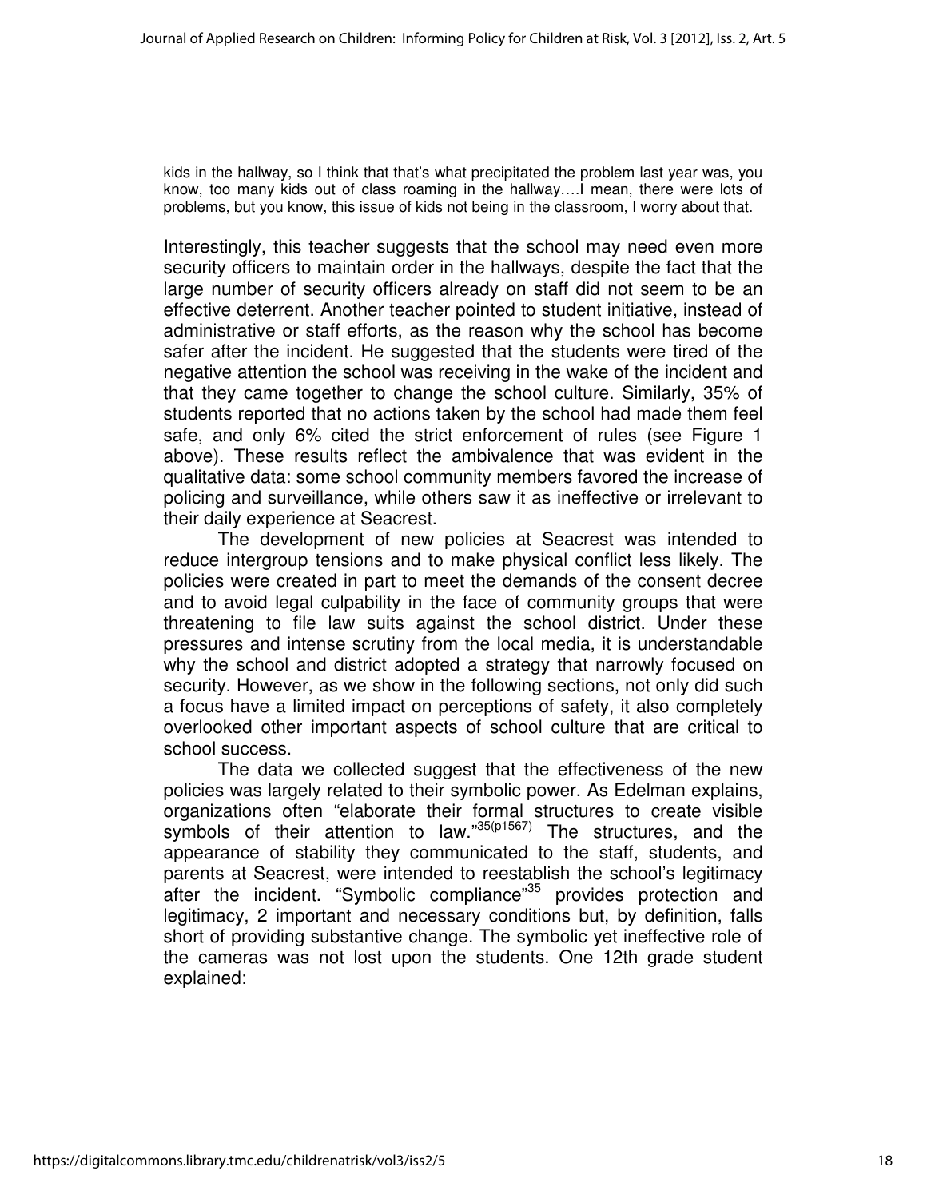> kids in the hallway, so I think that that's what precipitated the problem last year was, you know, too many kids out of class roaming in the hallway….I mean, there were lots of problems, but you know, this issue of kids not being in the classroom, I worry about that.

Interestingly, this teacher suggests that the school may need even more security officers to maintain order in the hallways, despite the fact that the large number of security officers already on staff did not seem to be an effective deterrent. Another teacher pointed to student initiative, instead of administrative or staff efforts, as the reason why the school has become safer after the incident. He suggested that the students were tired of the negative attention the school was receiving in the wake of the incident and that they came together to change the school culture. Similarly, 35% of students reported that no actions taken by the school had made them feel safe, and only 6% cited the strict enforcement of rules (see Figure 1 above). These results reflect the ambivalence that was evident in the qualitative data: some school community members favored the increase of policing and surveillance, while others saw it as ineffective or irrelevant to their daily experience at Seacrest.

The development of new policies at Seacrest was intended to reduce intergroup tensions and to make physical conflict less likely. The policies were created in part to meet the demands of the consent decree and to avoid legal culpability in the face of community groups that were threatening to file law suits against the school district. Under these pressures and intense scrutiny from the local media, it is understandable why the school and district adopted a strategy that narrowly focused on security. However, as we show in the following sections, not only did such a focus have a limited impact on perceptions of safety, it also completely overlooked other important aspects of school culture that are critical to school success.

The data we collected suggest that the effectiveness of the new policies was largely related to their symbolic power. As Edelman explains, organizations often "elaborate their formal structures to create visible symbols of their attention to law."[35(p1567)] The structures, and the appearance of stability they communicated to the staff, students, and parents at Seacrest, were intended to reestablish the school's legitimacy after the incident. "Symbolic compliance"[35] provides protection and legitimacy, 2 important and necessary conditions but, by definition, falls short of providing substantive change. The symbolic yet ineffective role of the cameras was not lost upon the students. One 12th grade student explained: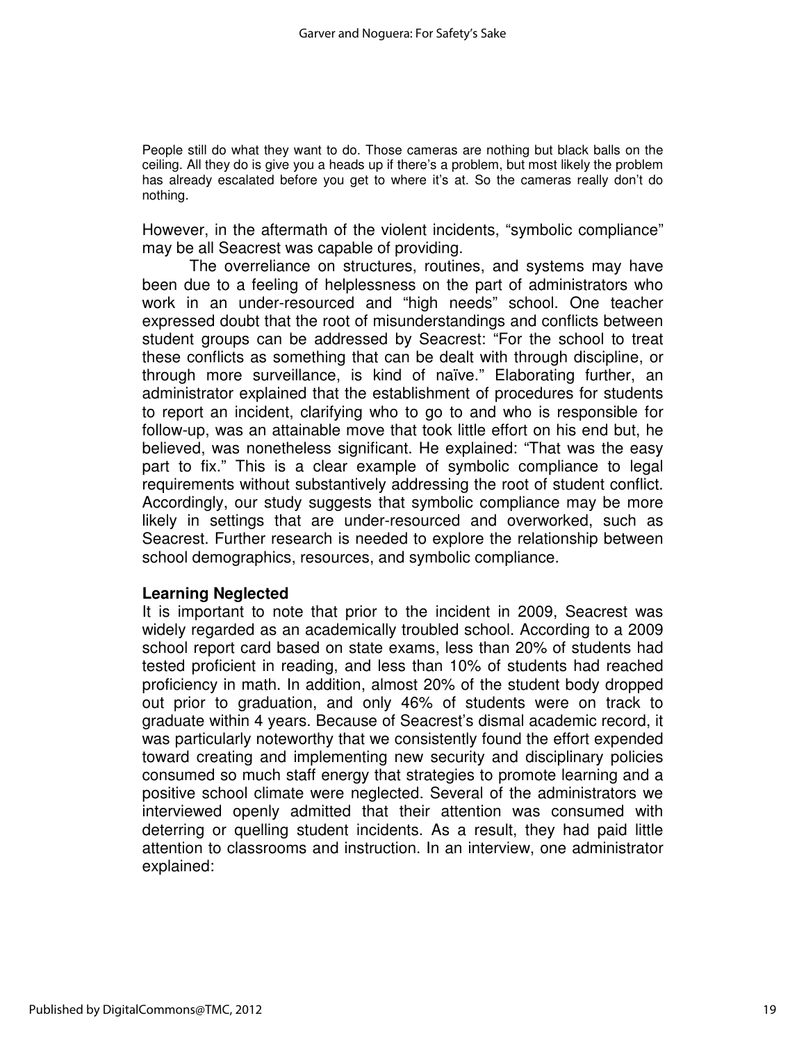> People still do what they want to do. Those cameras are nothing but black balls on the ceiling. All they do is give you a heads up if there's a problem, but most likely the problem has already escalated before you get to where it's at. So the cameras really don't do nothing.

However, in the aftermath of the violent incidents, "symbolic compliance" may be all Seacrest was capable of providing.

The overreliance on structures, routines, and systems may have been due to a feeling of helplessness on the part of administrators who work in an under-resourced and "high needs" school. One teacher expressed doubt that the root of misunderstandings and conflicts between student groups can be addressed by Seacrest: "For the school to treat these conflicts as something that can be dealt with through discipline, or through more surveillance, is kind of naïve." Elaborating further, an administrator explained that the establishment of procedures for students to report an incident, clarifying who to go to and who is responsible for follow-up, was an attainable move that took little effort on his end but, he believed, was nonetheless significant. He explained: "That was the easy part to fix." This is a clear example of symbolic compliance to legal requirements without substantively addressing the root of student conflict. Accordingly, our study suggests that symbolic compliance may be more likely in settings that are under-resourced and overworked, such as Seacrest. Further research is needed to explore the relationship between school demographics, resources, and symbolic compliance.

**Learning Neglected**

It is important to note that prior to the incident in 2009, Seacrest was widely regarded as an academically troubled school. According to a 2009 school report card based on state exams, less than 20% of students had tested proficient in reading, and less than 10% of students had reached proficiency in math. In addition, almost 20% of the student body dropped out prior to graduation, and only 46% of students were on track to graduate within 4 years. Because of Seacrest's dismal academic record, it was particularly noteworthy that we consistently found the effort expended toward creating and implementing new security and disciplinary policies consumed so much staff energy that strategies to promote learning and a positive school climate were neglected. Several of the administrators we interviewed openly admitted that their attention was consumed with deterring or quelling student incidents. As a result, they had paid little attention to classrooms and instruction. In an interview, one administrator explained: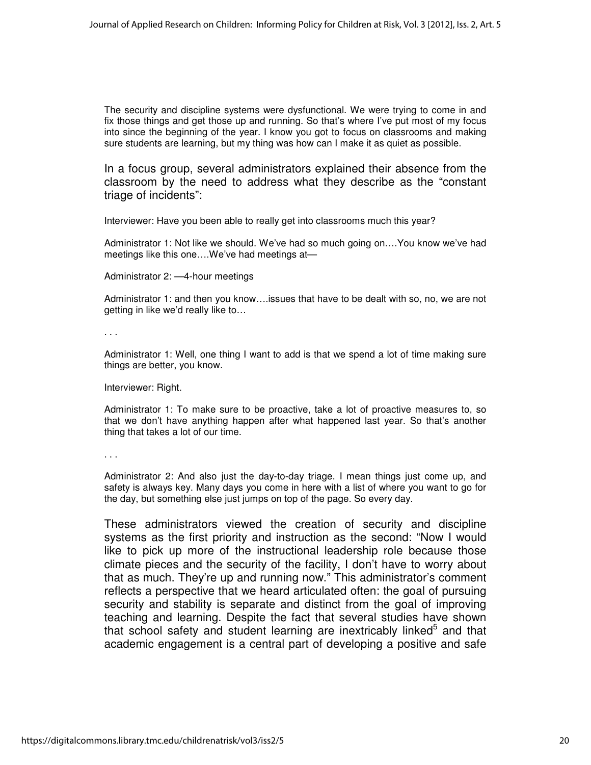> The security and discipline systems were dysfunctional. We were trying to come in and fix those things and get those up and running. So that's where I've put most of my focus into since the beginning of the year. I know you got to focus on classrooms and making sure students are learning, but my thing was how can I make it as quiet as possible.

In a focus group, several administrators explained their absence from the classroom by the need to address what they describe as the "constant triage of incidents":

> Interviewer: Have you been able to really get into classrooms much this year?
>
> Administrator 1: Not like we should. We've had so much going on….You know we've had meetings like this one….We've had meetings at—
>
> Administrator 2: —4-hour meetings
>
> Administrator 1: and then you know….issues that have to be dealt with so, no, we are not getting in like we'd really like to…
>
> . . .
>
> Administrator 1: Well, one thing I want to add is that we spend a lot of time making sure things are better, you know.
>
> Interviewer: Right.
>
> Administrator 1: To make sure to be proactive, take a lot of proactive measures to, so that we don't have anything happen after what happened last year. So that's another thing that takes a lot of our time.
>
> . . .
>
> Administrator 2: And also just the day-to-day triage. I mean things just come up, and safety is always key. Many days you come in here with a list of where you want to go for the day, but something else just jumps on top of the page. So every day.

These administrators viewed the creation of security and discipline systems as the first priority and instruction as the second: "Now I would like to pick up more of the instructional leadership role because those climate pieces and the security of the facility, I don't have to worry about that as much. They're up and running now." This administrator's comment reflects a perspective that we heard articulated often: the goal of pursuing security and stability is separate and distinct from the goal of improving teaching and learning. Despite the fact that several studies have shown that school safety and student learning are inextricably linked[5] and that academic engagement is a central part of developing a positive and safe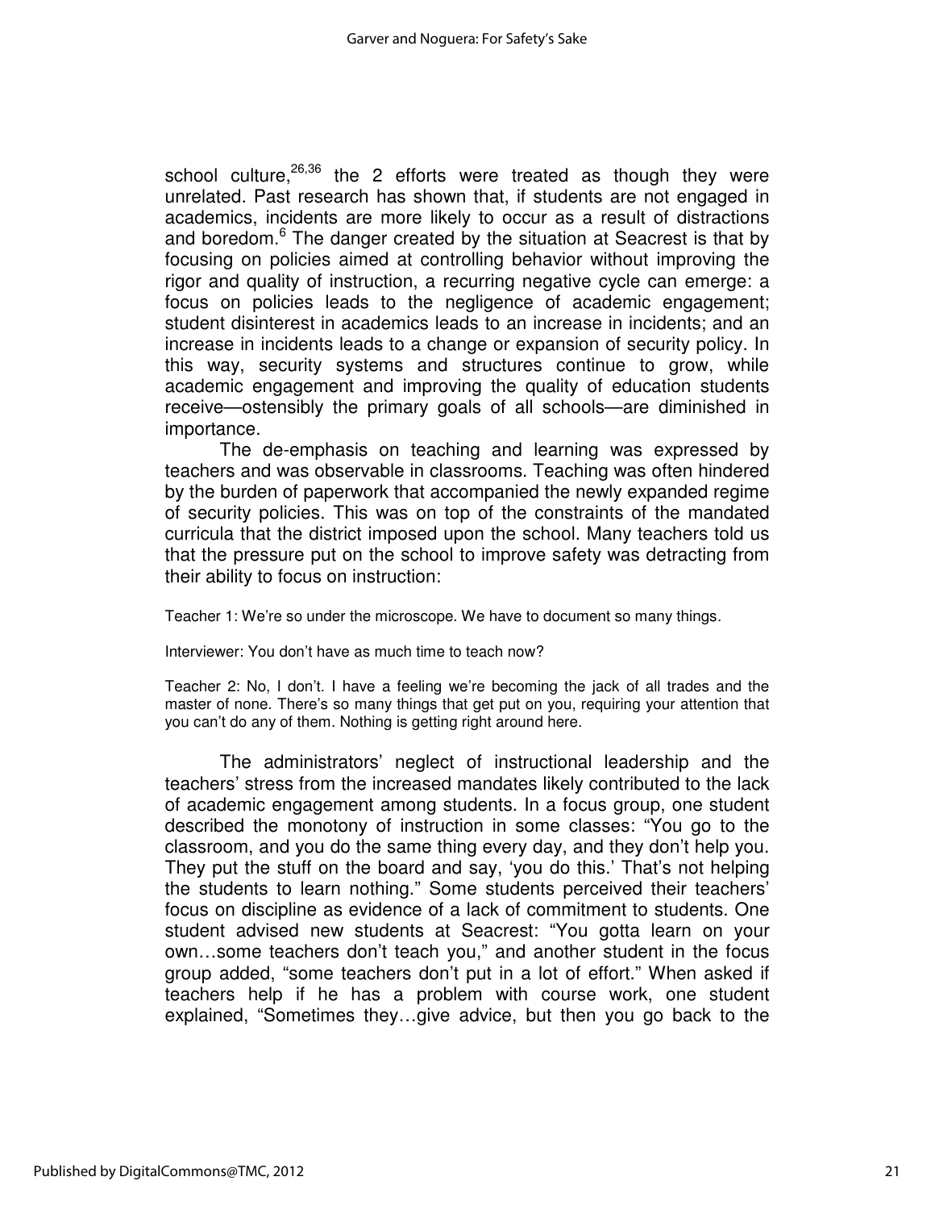school culture,[26,36] the 2 efforts were treated as though they were unrelated. Past research has shown that, if students are not engaged in academics, incidents are more likely to occur as a result of distractions and boredom.[6] The danger created by the situation at Seacrest is that by focusing on policies aimed at controlling behavior without improving the rigor and quality of instruction, a recurring negative cycle can emerge: a focus on policies leads to the negligence of academic engagement; student disinterest in academics leads to an increase in incidents; and an increase in incidents leads to a change or expansion of security policy. In this way, security systems and structures continue to grow, while academic engagement and improving the quality of education students receive—ostensibly the primary goals of all schools—are diminished in importance.

The de-emphasis on teaching and learning was expressed by teachers and was observable in classrooms. Teaching was often hindered by the burden of paperwork that accompanied the newly expanded regime of security policies. This was on top of the constraints of the mandated curricula that the district imposed upon the school. Many teachers told us that the pressure put on the school to improve safety was detracting from their ability to focus on instruction:

Teacher 1: We're so under the microscope. We have to document so many things.

Interviewer: You don't have as much time to teach now?

Teacher 2: No, I don't. I have a feeling we're becoming the jack of all trades and the master of none. There's so many things that get put on you, requiring your attention that you can't do any of them. Nothing is getting right around here.

The administrators' neglect of instructional leadership and the teachers' stress from the increased mandates likely contributed to the lack of academic engagement among students. In a focus group, one student described the monotony of instruction in some classes: "You go to the classroom, and you do the same thing every day, and they don't help you. They put the stuff on the board and say, 'you do this.' That's not helping the students to learn nothing." Some students perceived their teachers' focus on discipline as evidence of a lack of commitment to students. One student advised new students at Seacrest: "You gotta learn on your own…some teachers don't teach you," and another student in the focus group added, "some teachers don't put in a lot of effort." When asked if teachers help if he has a problem with course work, one student explained, "Sometimes they…give advice, but then you go back to the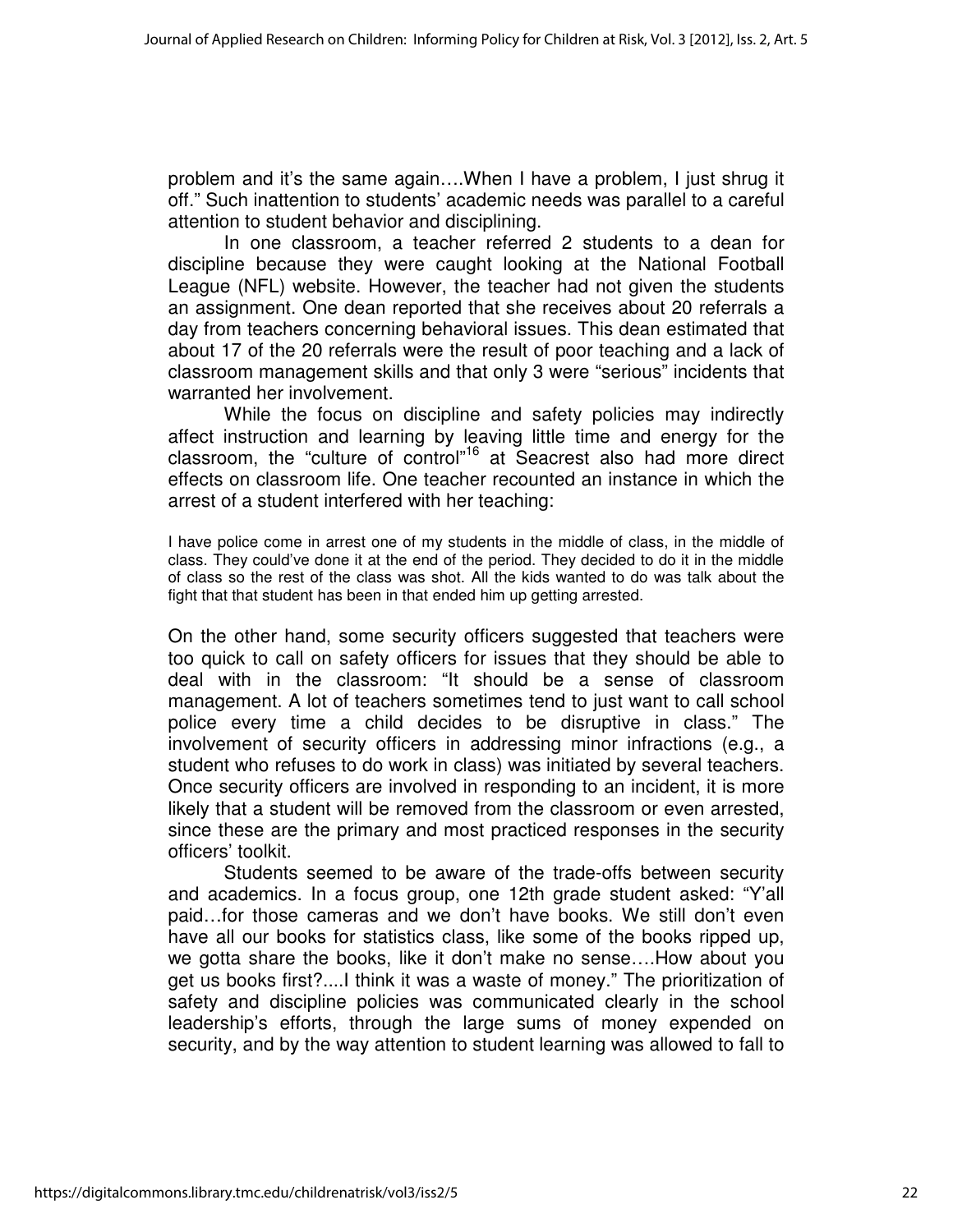problem and it's the same again….When I have a problem, I just shrug it off." Such inattention to students' academic needs was parallel to a careful attention to student behavior and disciplining.

In one classroom, a teacher referred 2 students to a dean for discipline because they were caught looking at the National Football League (NFL) website. However, the teacher had not given the students an assignment. One dean reported that she receives about 20 referrals a day from teachers concerning behavioral issues. This dean estimated that about 17 of the 20 referrals were the result of poor teaching and a lack of classroom management skills and that only 3 were "serious" incidents that warranted her involvement.

While the focus on discipline and safety policies may indirectly affect instruction and learning by leaving little time and energy for the classroom, the "culture of control"[16] at Seacrest also had more direct effects on classroom life. One teacher recounted an instance in which the arrest of a student interfered with her teaching:

> I have police come in arrest one of my students in the middle of class, in the middle of class. They could've done it at the end of the period. They decided to do it in the middle of class so the rest of the class was shot. All the kids wanted to do was talk about the fight that that student has been in that ended him up getting arrested.

On the other hand, some security officers suggested that teachers were too quick to call on safety officers for issues that they should be able to deal with in the classroom: "It should be a sense of classroom management. A lot of teachers sometimes tend to just want to call school police every time a child decides to be disruptive in class." The involvement of security officers in addressing minor infractions (e.g., a student who refuses to do work in class) was initiated by several teachers. Once security officers are involved in responding to an incident, it is more likely that a student will be removed from the classroom or even arrested, since these are the primary and most practiced responses in the security officers' toolkit.

Students seemed to be aware of the trade-offs between security and academics. In a focus group, one 12th grade student asked: "Y'all paid…for those cameras and we don't have books. We still don't even have all our books for statistics class, like some of the books ripped up, we gotta share the books, like it don't make no sense….How about you get us books first?....I think it was a waste of money." The prioritization of safety and discipline policies was communicated clearly in the school leadership's efforts, through the large sums of money expended on security, and by the way attention to student learning was allowed to fall to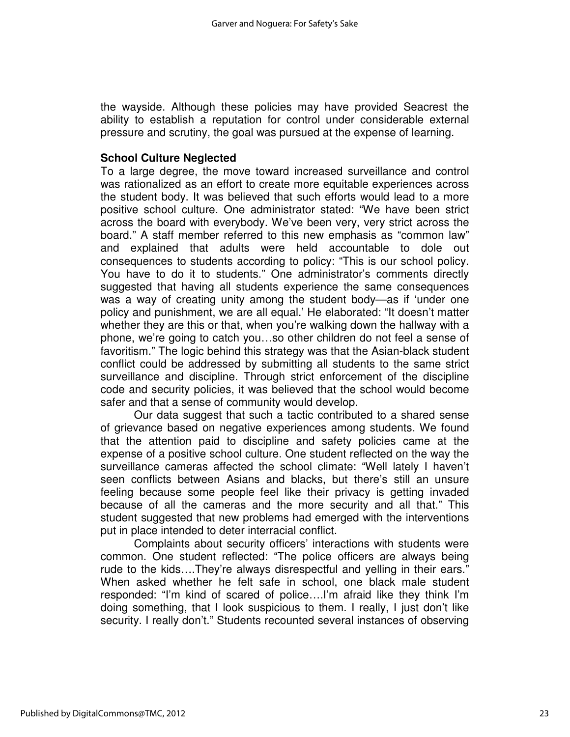the wayside. Although these policies may have provided Seacrest the ability to establish a reputation for control under considerable external pressure and scrutiny, the goal was pursued at the expense of learning.

**School Culture Neglected**

To a large degree, the move toward increased surveillance and control was rationalized as an effort to create more equitable experiences across the student body. It was believed that such efforts would lead to a more positive school culture. One administrator stated: "We have been strict across the board with everybody. We've been very, very strict across the board." A staff member referred to this new emphasis as "common law" and explained that adults were held accountable to dole out consequences to students according to policy: "This is our school policy. You have to do it to students." One administrator's comments directly suggested that having all students experience the same consequences was a way of creating unity among the student body—as if 'under one policy and punishment, we are all equal.' He elaborated: "It doesn't matter whether they are this or that, when you're walking down the hallway with a phone, we're going to catch you…so other children do not feel a sense of favoritism." The logic behind this strategy was that the Asian-black student conflict could be addressed by submitting all students to the same strict surveillance and discipline. Through strict enforcement of the discipline code and security policies, it was believed that the school would become safer and that a sense of community would develop.

Our data suggest that such a tactic contributed to a shared sense of grievance based on negative experiences among students. We found that the attention paid to discipline and safety policies came at the expense of a positive school culture. One student reflected on the way the surveillance cameras affected the school climate: "Well lately I haven't seen conflicts between Asians and blacks, but there's still an unsure feeling because some people feel like their privacy is getting invaded because of all the cameras and the more security and all that." This student suggested that new problems had emerged with the interventions put in place intended to deter interracial conflict.

Complaints about security officers' interactions with students were common. One student reflected: "The police officers are always being rude to the kids….They're always disrespectful and yelling in their ears." When asked whether he felt safe in school, one black male student responded: "I'm kind of scared of police….I'm afraid like they think I'm doing something, that I look suspicious to them. I really, I just don't like security. I really don't." Students recounted several instances of observing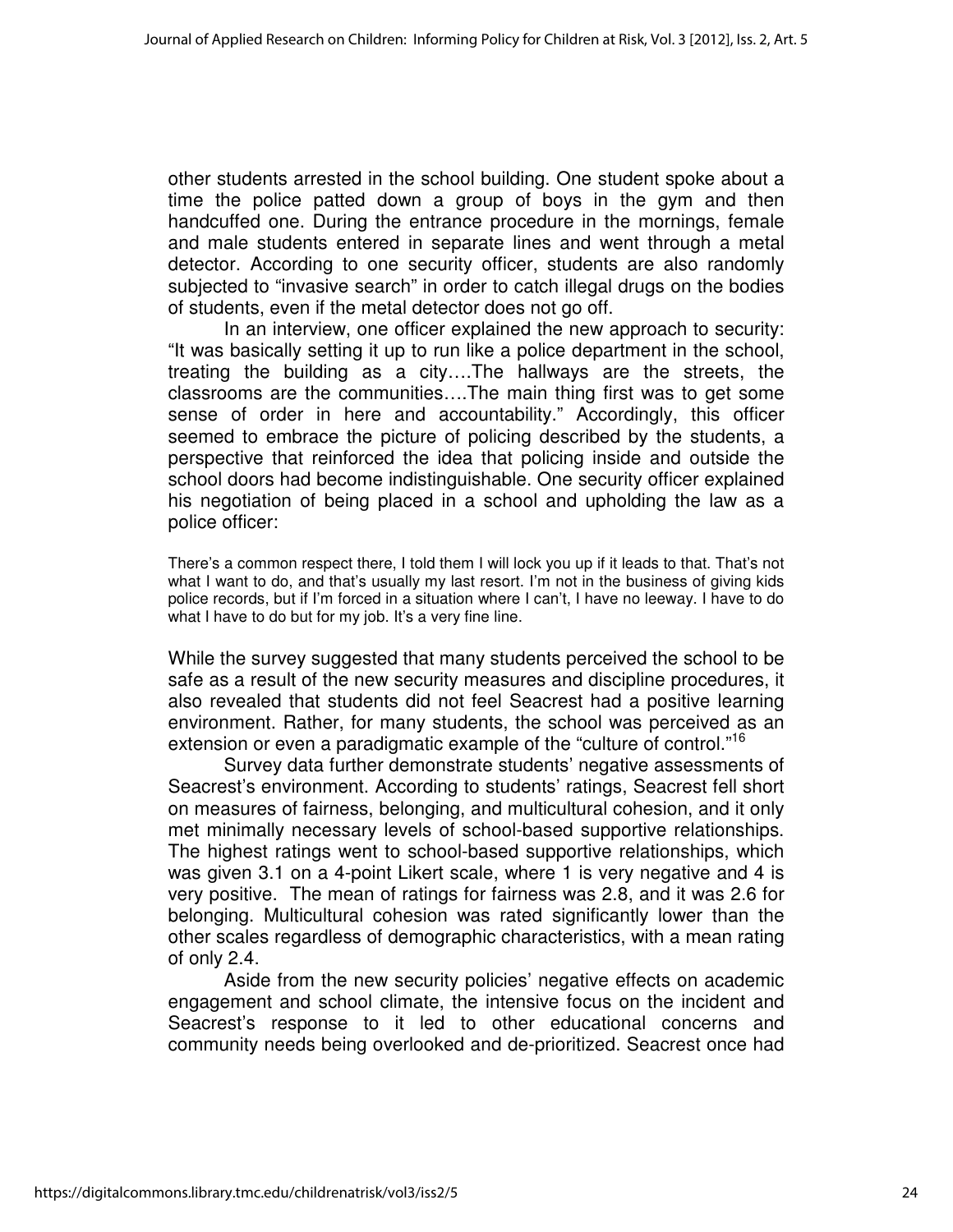other students arrested in the school building. One student spoke about a time the police patted down a group of boys in the gym and then handcuffed one. During the entrance procedure in the mornings, female and male students entered in separate lines and went through a metal detector. According to one security officer, students are also randomly subjected to "invasive search" in order to catch illegal drugs on the bodies of students, even if the metal detector does not go off.

In an interview, one officer explained the new approach to security: "It was basically setting it up to run like a police department in the school, treating the building as a city….The hallways are the streets, the classrooms are the communities….The main thing first was to get some sense of order in here and accountability." Accordingly, this officer seemed to embrace the picture of policing described by the students, a perspective that reinforced the idea that policing inside and outside the school doors had become indistinguishable. One security officer explained his negotiation of being placed in a school and upholding the law as a police officer:

> There's a common respect there, I told them I will lock you up if it leads to that. That's not what I want to do, and that's usually my last resort. I'm not in the business of giving kids police records, but if I'm forced in a situation where I can't, I have no leeway. I have to do what I have to do but for my job. It's a very fine line.

While the survey suggested that many students perceived the school to be safe as a result of the new security measures and discipline procedures, it also revealed that students did not feel Seacrest had a positive learning environment. Rather, for many students, the school was perceived as an extension or even a paradigmatic example of the "culture of control."[16]

Survey data further demonstrate students' negative assessments of Seacrest's environment. According to students' ratings, Seacrest fell short on measures of fairness, belonging, and multicultural cohesion, and it only met minimally necessary levels of school-based supportive relationships. The highest ratings went to school-based supportive relationships, which was given 3.1 on a 4-point Likert scale, where 1 is very negative and 4 is very positive. The mean of ratings for fairness was 2.8, and it was 2.6 for belonging. Multicultural cohesion was rated significantly lower than the other scales regardless of demographic characteristics, with a mean rating of only 2.4.

Aside from the new security policies' negative effects on academic engagement and school climate, the intensive focus on the incident and Seacrest's response to it led to other educational concerns and community needs being overlooked and de-prioritized. Seacrest once had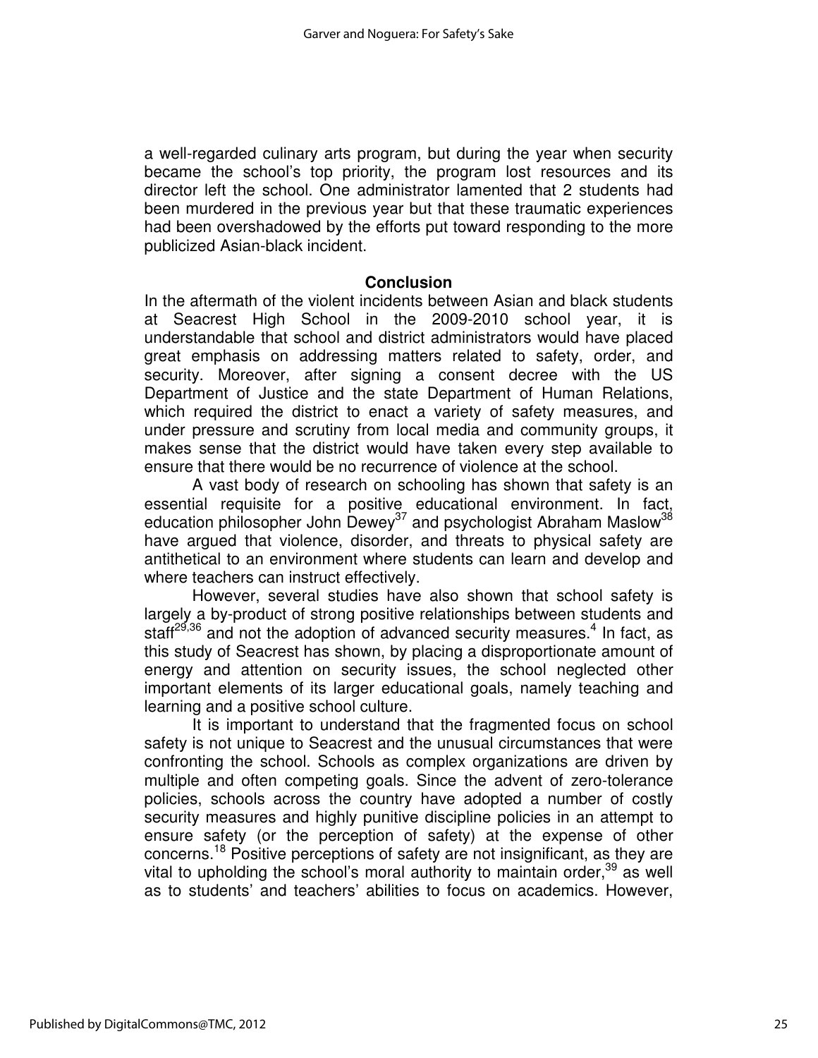a well-regarded culinary arts program, but during the year when security became the school's top priority, the program lost resources and its director left the school. One administrator lamented that 2 students had been murdered in the previous year but that these traumatic experiences had been overshadowed by the efforts put toward responding to the more publicized Asian-black incident.

## Conclusion

In the aftermath of the violent incidents between Asian and black students at Seacrest High School in the 2009-2010 school year, it is understandable that school and district administrators would have placed great emphasis on addressing matters related to safety, order, and security. Moreover, after signing a consent decree with the US Department of Justice and the state Department of Human Relations, which required the district to enact a variety of safety measures, and under pressure and scrutiny from local media and community groups, it makes sense that the district would have taken every step available to ensure that there would be no recurrence of violence at the school.

A vast body of research on schooling has shown that safety is an essential requisite for a positive educational environment. In fact, education philosopher John Dewey[37] and psychologist Abraham Maslow[38] have argued that violence, disorder, and threats to physical safety are antithetical to an environment where students can learn and develop and where teachers can instruct effectively.

However, several studies have also shown that school safety is largely a by-product of strong positive relationships between students and staff[29,36] and not the adoption of advanced security measures.[4] In fact, as this study of Seacrest has shown, by placing a disproportionate amount of energy and attention on security issues, the school neglected other important elements of its larger educational goals, namely teaching and learning and a positive school culture.

It is important to understand that the fragmented focus on school safety is not unique to Seacrest and the unusual circumstances that were confronting the school. Schools as complex organizations are driven by multiple and often competing goals. Since the advent of zero-tolerance policies, schools across the country have adopted a number of costly security measures and highly punitive discipline policies in an attempt to ensure safety (or the perception of safety) at the expense of other concerns.[18] Positive perceptions of safety are not insignificant, as they are vital to upholding the school's moral authority to maintain order,[39] as well as to students' and teachers' abilities to focus on academics. However,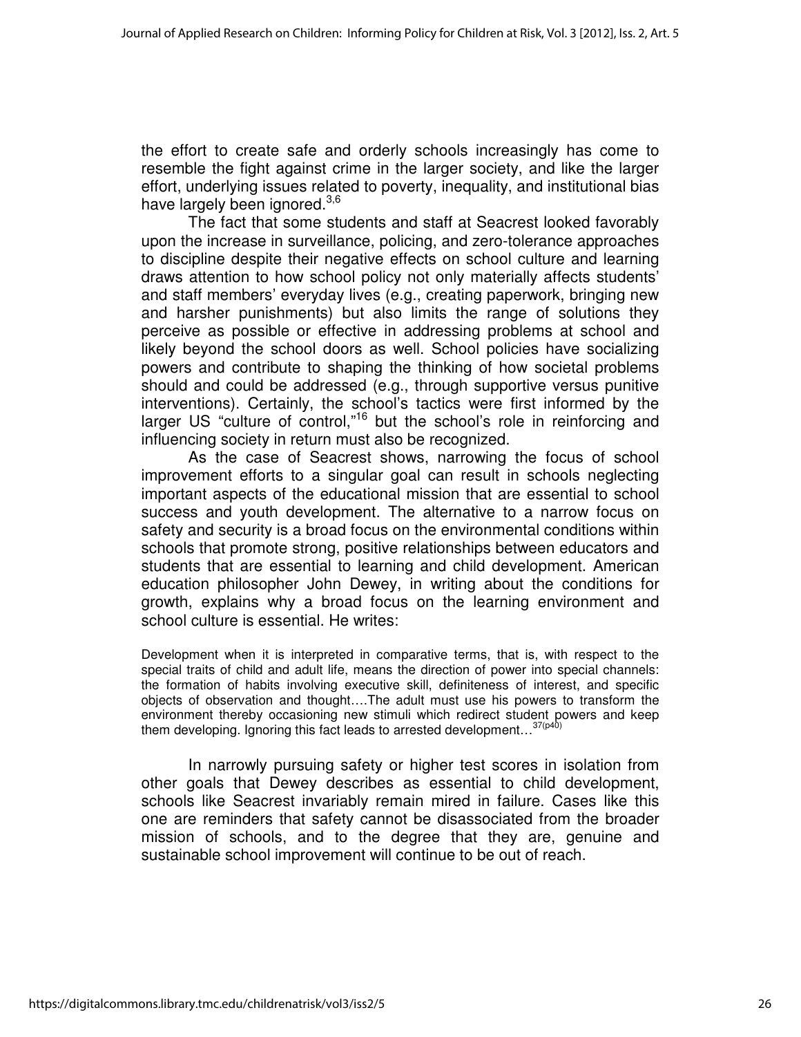the effort to create safe and orderly schools increasingly has come to resemble the fight against crime in the larger society, and like the larger effort, underlying issues related to poverty, inequality, and institutional bias have largely been ignored.[3,6]

The fact that some students and staff at Seacrest looked favorably upon the increase in surveillance, policing, and zero-tolerance approaches to discipline despite their negative effects on school culture and learning draws attention to how school policy not only materially affects students' and staff members' everyday lives (e.g., creating paperwork, bringing new and harsher punishments) but also limits the range of solutions they perceive as possible or effective in addressing problems at school and likely beyond the school doors as well. School policies have socializing powers and contribute to shaping the thinking of how societal problems should and could be addressed (e.g., through supportive versus punitive interventions). Certainly, the school's tactics were first informed by the larger US "culture of control,"[16] but the school's role in reinforcing and influencing society in return must also be recognized.

As the case of Seacrest shows, narrowing the focus of school improvement efforts to a singular goal can result in schools neglecting important aspects of the educational mission that are essential to school success and youth development. The alternative to a narrow focus on safety and security is a broad focus on the environmental conditions within schools that promote strong, positive relationships between educators and students that are essential to learning and child development. American education philosopher John Dewey, in writing about the conditions for growth, explains why a broad focus on the learning environment and school culture is essential. He writes:

> Development when it is interpreted in comparative terms, that is, with respect to the special traits of child and adult life, means the direction of power into special channels: the formation of habits involving executive skill, definiteness of interest, and specific objects of observation and thought….The adult must use his powers to transform the environment thereby occasioning new stimuli which redirect student powers and keep them developing. Ignoring this fact leads to arrested development…[37(p40)]

In narrowly pursuing safety or higher test scores in isolation from other goals that Dewey describes as essential to child development, schools like Seacrest invariably remain mired in failure. Cases like this one are reminders that safety cannot be disassociated from the broader mission of schools, and to the degree that they are, genuine and sustainable school improvement will continue to be out of reach.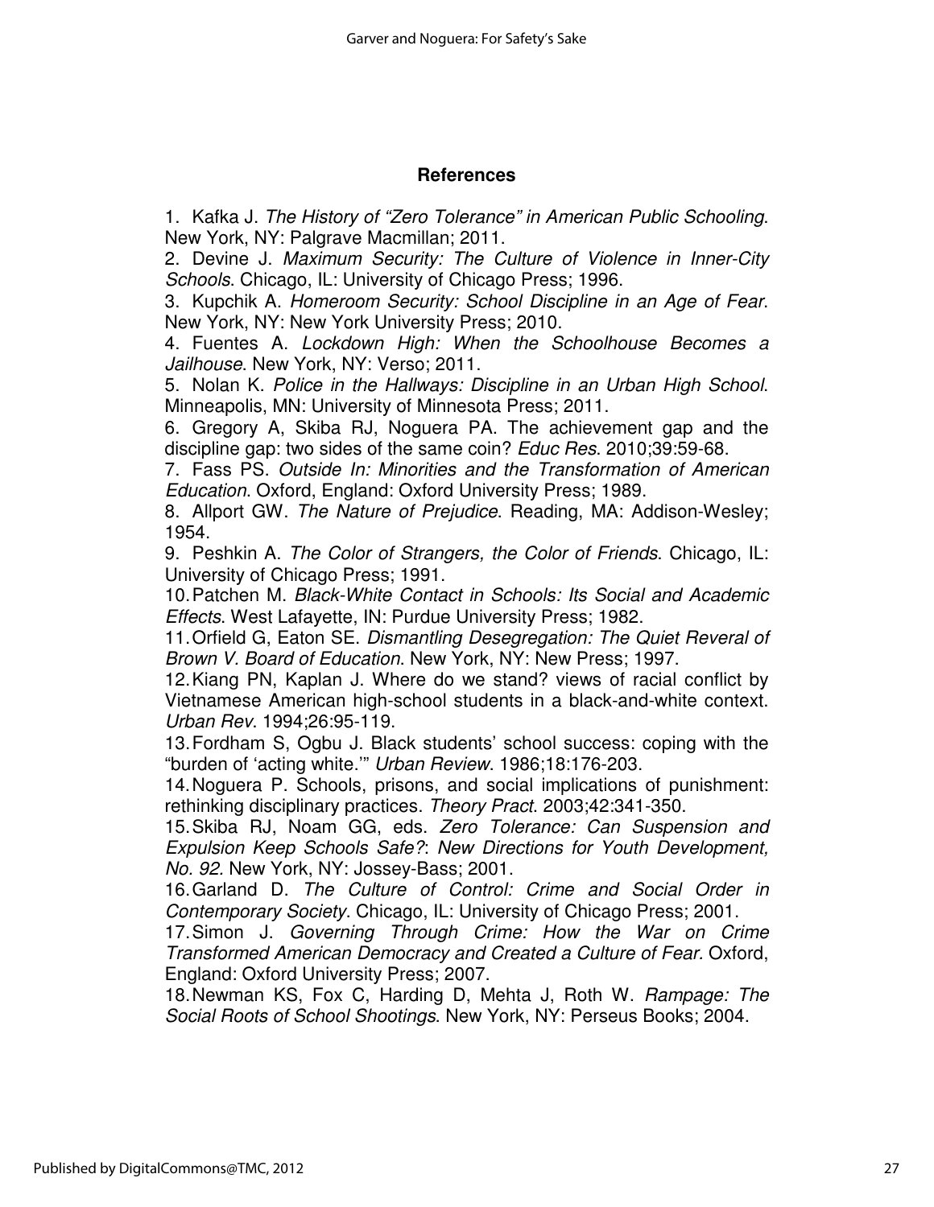## References

1. Kafka J. *The History of "Zero Tolerance" in American Public Schooling*. New York, NY: Palgrave Macmillan; 2011.
2. Devine J. *Maximum Security: The Culture of Violence in Inner-City Schools*. Chicago, IL: University of Chicago Press; 1996.
3. Kupchik A. *Homeroom Security: School Discipline in an Age of Fear*. New York, NY: New York University Press; 2010.
4. Fuentes A. *Lockdown High: When the Schoolhouse Becomes a Jailhouse*. New York, NY: Verso; 2011.
5. Nolan K. *Police in the Hallways: Discipline in an Urban High School*. Minneapolis, MN: University of Minnesota Press; 2011.
6. Gregory A, Skiba RJ, Noguera PA. The achievement gap and the discipline gap: two sides of the same coin? *Educ Res*. 2010;39:59-68.
7. Fass PS. *Outside In: Minorities and the Transformation of American Education*. Oxford, England: Oxford University Press; 1989.
8. Allport GW. *The Nature of Prejudice*. Reading, MA: Addison-Wesley; 1954.
9. Peshkin A. *The Color of Strangers, the Color of Friends*. Chicago, IL: University of Chicago Press; 1991.
10. Patchen M. *Black-White Contact in Schools: Its Social and Academic Effects*. West Lafayette, IN: Purdue University Press; 1982.
11. Orfield G, Eaton SE. *Dismantling Desegregation: The Quiet Reveral of Brown V. Board of Education*. New York, NY: New Press; 1997.
12. Kiang PN, Kaplan J. Where do we stand? views of racial conflict by Vietnamese American high-school students in a black-and-white context. *Urban Rev*. 1994;26:95-119.
13. Fordham S, Ogbu J. Black students' school success: coping with the "burden of 'acting white.'" *Urban Review*. 1986;18:176-203.
14. Noguera P. Schools, prisons, and social implications of punishment: rethinking disciplinary practices. *Theory Pract*. 2003;42:341-350.
15. Skiba RJ, Noam GG, eds. *Zero Tolerance: Can Suspension and Expulsion Keep Schools Safe?*: *New Directions for Youth Development, No. 92.* New York, NY: Jossey-Bass; 2001.
16. Garland D. *The Culture of Control: Crime and Social Order in Contemporary Society*. Chicago, IL: University of Chicago Press; 2001.
17. Simon J. *Governing Through Crime: How the War on Crime Transformed American Democracy and Created a Culture of Fear.* Oxford, England: Oxford University Press; 2007.
18. Newman KS, Fox C, Harding D, Mehta J, Roth W. *Rampage: The Social Roots of School Shootings*. New York, NY: Perseus Books; 2004.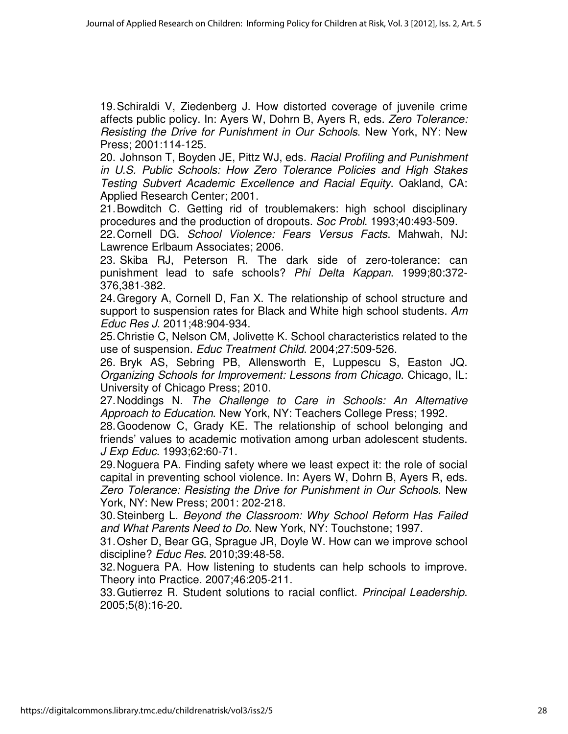19. Schiraldi V, Ziedenberg J. How distorted coverage of juvenile crime affects public policy. In: Ayers W, Dohrn B, Ayers R, eds. *Zero Tolerance: Resisting the Drive for Punishment in Our Schools*. New York, NY: New Press; 2001:114-125.

20. Johnson T, Boyden JE, Pittz WJ, eds. *Racial Profiling and Punishment in U.S. Public Schools: How Zero Tolerance Policies and High Stakes Testing Subvert Academic Excellence and Racial Equity*. Oakland, CA: Applied Research Center; 2001.

21. Bowditch C. Getting rid of troublemakers: high school disciplinary procedures and the production of dropouts. *Soc Probl*. 1993;40:493-509.

22. Cornell DG. *School Violence: Fears Versus Facts*. Mahwah, NJ: Lawrence Erlbaum Associates; 2006.

23. Skiba RJ, Peterson R. The dark side of zero-tolerance: can punishment lead to safe schools? *Phi Delta Kappan*. 1999;80:372-376,381-382.

24. Gregory A, Cornell D, Fan X. The relationship of school structure and support to suspension rates for Black and White high school students. *Am Educ Res J*. 2011;48:904-934.

25. Christie C, Nelson CM, Jolivette K. School characteristics related to the use of suspension. *Educ Treatment Child*. 2004;27:509-526.

26. Bryk AS, Sebring PB, Allensworth E, Luppescu S, Easton JQ. *Organizing Schools for Improvement: Lessons from Chicago*. Chicago, IL: University of Chicago Press; 2010.

27. Noddings N. *The Challenge to Care in Schools: An Alternative Approach to Education*. New York, NY: Teachers College Press; 1992.

28. Goodenow C, Grady KE. The relationship of school belonging and friends' values to academic motivation among urban adolescent students. *J Exp Educ*. 1993;62:60-71.

29. Noguera PA. Finding safety where we least expect it: the role of social capital in preventing school violence. In: Ayers W, Dohrn B, Ayers R, eds. *Zero Tolerance: Resisting the Drive for Punishment in Our Schools*. New York, NY: New Press; 2001: 202-218.

30. Steinberg L. *Beyond the Classroom: Why School Reform Has Failed and What Parents Need to Do*. New York, NY: Touchstone; 1997.

31. Osher D, Bear GG, Sprague JR, Doyle W. How can we improve school discipline? *Educ Res*. 2010;39:48-58.

32. Noguera PA. How listening to students can help schools to improve. Theory into Practice. 2007;46:205-211.

33. Gutierrez R. Student solutions to racial conflict. *Principal Leadership*. 2005;5(8):16-20.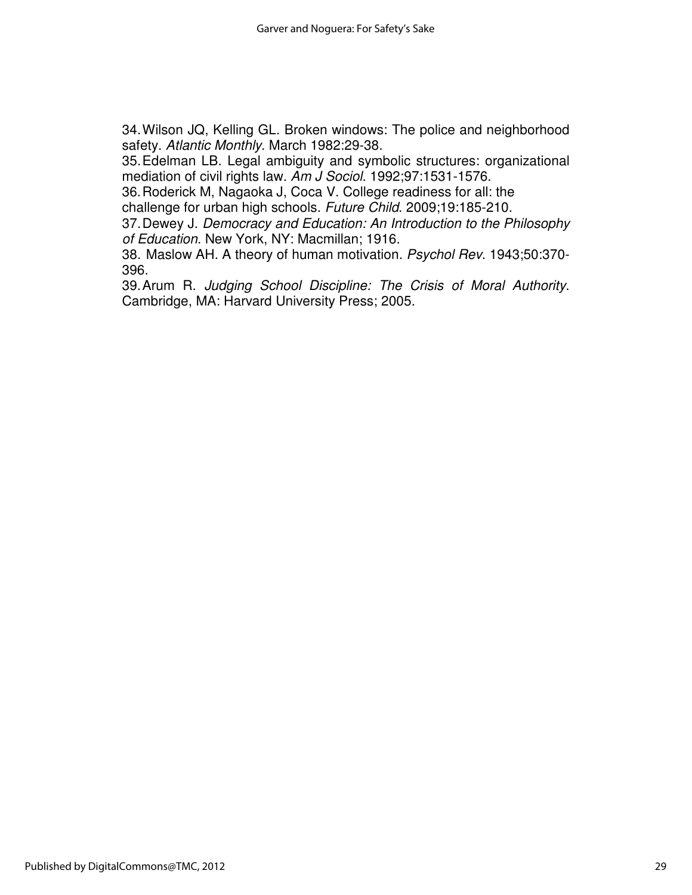34. Wilson JQ, Kelling GL. Broken windows: The police and neighborhood safety. *Atlantic Monthly*. March 1982:29-38.

35. Edelman LB. Legal ambiguity and symbolic structures: organizational mediation of civil rights law. *Am J Sociol*. 1992;97:1531-1576.

36. Roderick M, Nagaoka J, Coca V. College readiness for all: the challenge for urban high schools. *Future Child*. 2009;19:185-210.

37. Dewey J. *Democracy and Education: An Introduction to the Philosophy of Education*. New York, NY: Macmillan; 1916.

38. Maslow AH. A theory of human motivation. *Psychol Rev*. 1943;50:370-396.

39. Arum R. *Judging School Discipline: The Crisis of Moral Authority*. Cambridge, MA: Harvard University Press; 2005.